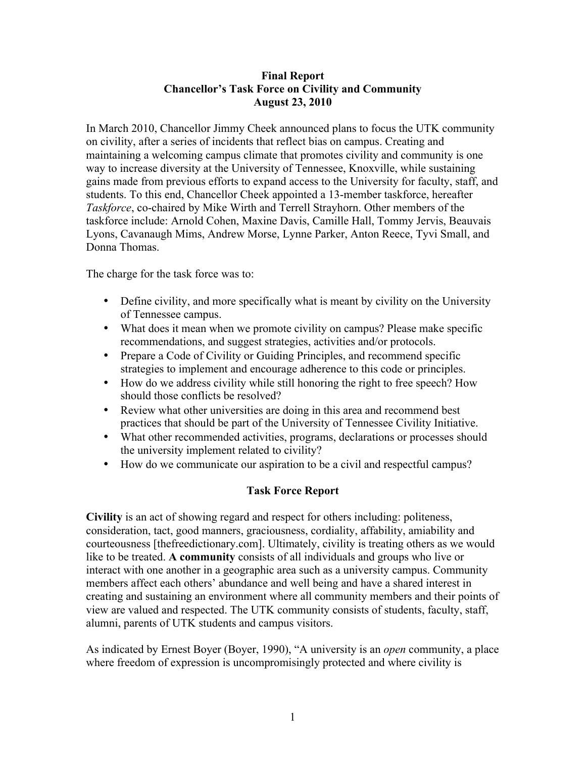# Final Report
## Chancellor's Task Force on Civility and Community
### August 23, 2010

In March 2010, Chancellor Jimmy Cheek announced plans to focus the UTK community on civility, after a series of incidents that reflect bias on campus. Creating and maintaining a welcoming campus climate that promotes civility and community is one way to increase diversity at the University of Tennessee, Knoxville, while sustaining gains made from previous efforts to expand access to the University for faculty, staff, and students. To this end, Chancellor Cheek appointed a 13-member taskforce, hereafter *Taskforce*, co-chaired by Mike Wirth and Terrell Strayhorn. Other members of the taskforce include: Arnold Cohen, Maxine Davis, Camille Hall, Tommy Jervis, Beauvais Lyons, Cavanaugh Mims, Andrew Morse, Lynne Parker, Anton Reece, Tyvi Small, and Donna Thomas.

The charge for the task force was to:

- Define civility, and more specifically what is meant by civility on the University of Tennessee campus.
- What does it mean when we promote civility on campus? Please make specific recommendations, and suggest strategies, activities and/or protocols.
- Prepare a Code of Civility or Guiding Principles, and recommend specific strategies to implement and encourage adherence to this code or principles.
- How do we address civility while still honoring the right to free speech? How should those conflicts be resolved?
- Review what other universities are doing in this area and recommend best practices that should be part of the University of Tennessee Civility Initiative.
- What other recommended activities, programs, declarations or processes should the university implement related to civility?
- How do we communicate our aspiration to be a civil and respectful campus?

## Task Force Report

**Civility** is an act of showing regard and respect for others including: politeness, consideration, tact, good manners, graciousness, cordiality, affability, amiability and courteousness [thefreedictionary.com]. Ultimately, civility is treating others as we would like to be treated. **A community** consists of all individuals and groups who live or interact with one another in a geographic area such as a university campus. Community members affect each others' abundance and well being and have a shared interest in creating and sustaining an environment where all community members and their points of view are valued and respected. The UTK community consists of students, faculty, staff, alumni, parents of UTK students and campus visitors.

As indicated by Ernest Boyer (Boyer, 1990), "A university is an *open* community, a place where freedom of expression is uncompromisingly protected and where civility is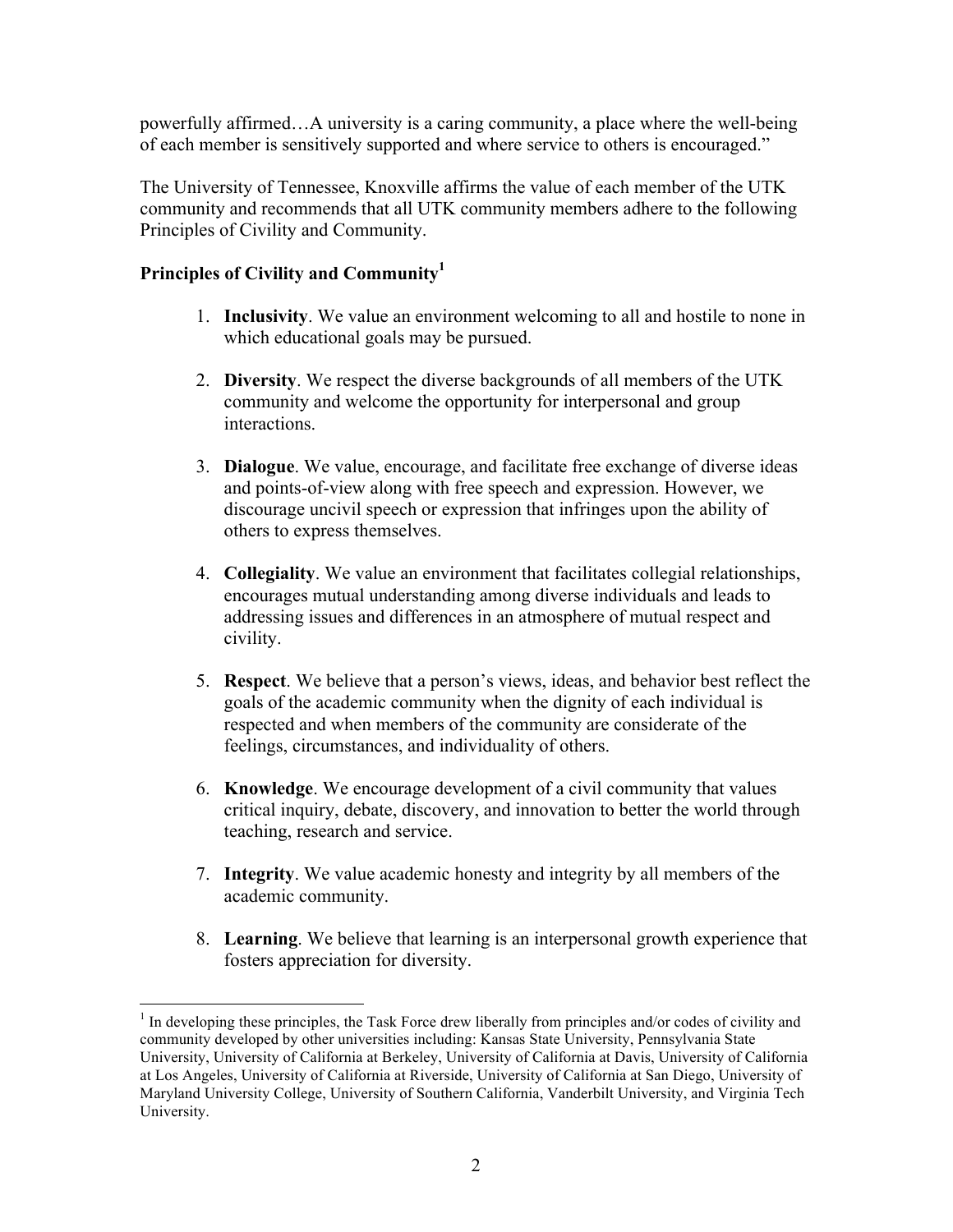powerfully affirmed…A university is a caring community, a place where the well-being of each member is sensitively supported and where service to others is encouraged."

The University of Tennessee, Knoxville affirms the value of each member of the UTK community and recommends that all UTK community members adhere to the following Principles of Civility and Community.

**Principles of Civility and Community[1]**

1. **Inclusivity**. We value an environment welcoming to all and hostile to none in which educational goals may be pursued.

2. **Diversity**. We respect the diverse backgrounds of all members of the UTK community and welcome the opportunity for interpersonal and group interactions.

3. **Dialogue**. We value, encourage, and facilitate free exchange of diverse ideas and points-of-view along with free speech and expression. However, we discourage uncivil speech or expression that infringes upon the ability of others to express themselves.

4. **Collegiality**. We value an environment that facilitates collegial relationships, encourages mutual understanding among diverse individuals and leads to addressing issues and differences in an atmosphere of mutual respect and civility.

5. **Respect**. We believe that a person's views, ideas, and behavior best reflect the goals of the academic community when the dignity of each individual is respected and when members of the community are considerate of the feelings, circumstances, and individuality of others.

6. **Knowledge**. We encourage development of a civil community that values critical inquiry, debate, discovery, and innovation to better the world through teaching, research and service.

7. **Integrity**. We value academic honesty and integrity by all members of the academic community.

8. **Learning**. We believe that learning is an interpersonal growth experience that fosters appreciation for diversity.

[1] In developing these principles, the Task Force drew liberally from principles and/or codes of civility and community developed by other universities including: Kansas State University, Pennsylvania State University, University of California at Berkeley, University of California at Davis, University of California at Los Angeles, University of California at Riverside, University of California at San Diego, University of Maryland University College, University of Southern California, Vanderbilt University, and Virginia Tech University.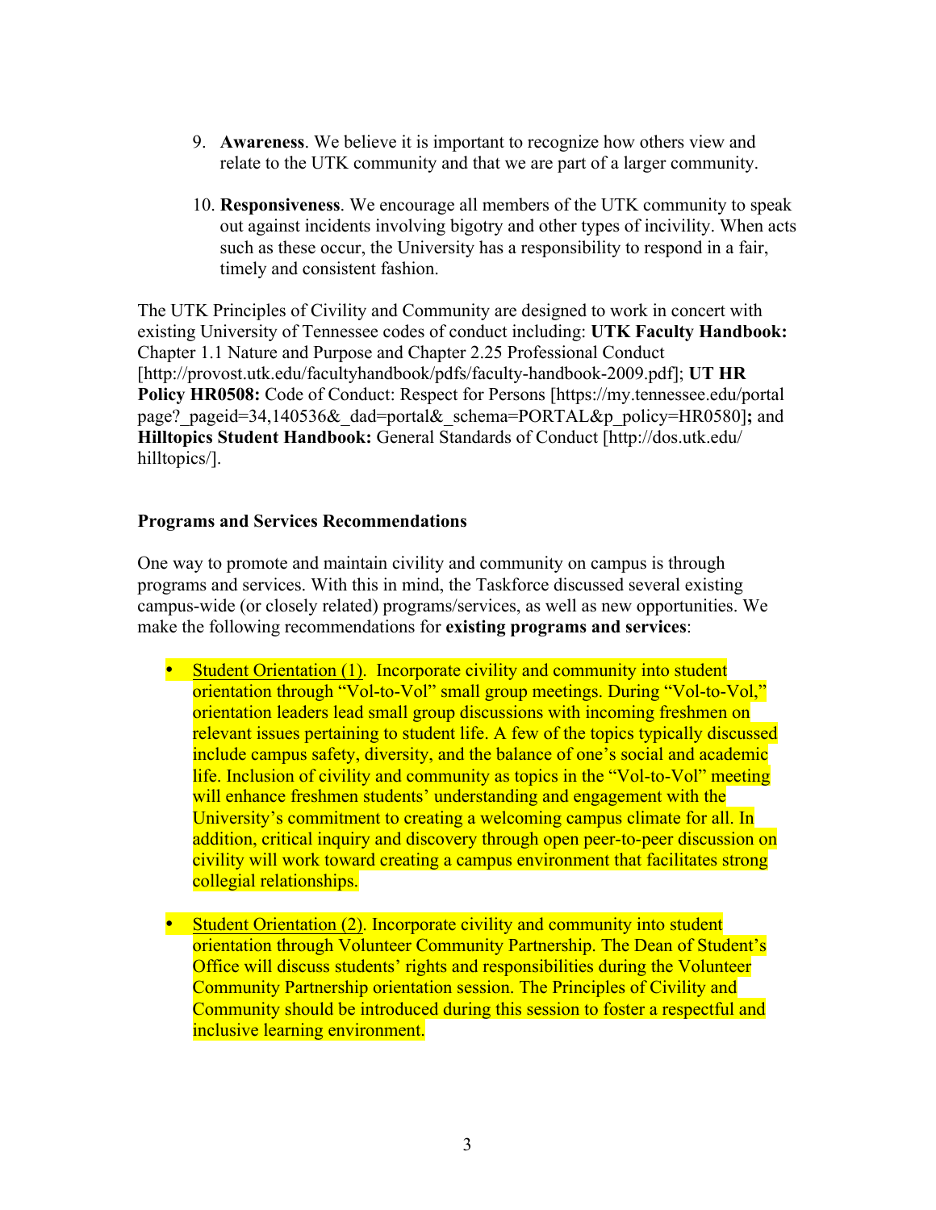9. **Awareness**. We believe it is important to recognize how others view and relate to the UTK community and that we are part of a larger community.

10. **Responsiveness**. We encourage all members of the UTK community to speak out against incidents involving bigotry and other types of incivility. When acts such as these occur, the University has a responsibility to respond in a fair, timely and consistent fashion.

The UTK Principles of Civility and Community are designed to work in concert with existing University of Tennessee codes of conduct including: **UTK Faculty Handbook:** Chapter 1.1 Nature and Purpose and Chapter 2.25 Professional Conduct [http://provost.utk.edu/facultyhandbook/pdfs/faculty-handbook-2009.pdf]; **UT HR Policy HR0508:** Code of Conduct: Respect for Persons [https://my.tennessee.edu/portal page?_pageid=34,140536&_dad=portal&_schema=PORTAL&p_policy=HR0580]**;** and **Hilltopics Student Handbook:** General Standards of Conduct [http://dos.utk.edu/hilltopics/].

**Programs and Services Recommendations**

One way to promote and maintain civility and community on campus is through programs and services. With this in mind, the Taskforce discussed several existing campus-wide (or closely related) programs/services, as well as new opportunities. We make the following recommendations for **existing programs and services**:

- Student Orientation (1). Incorporate civility and community into student orientation through "Vol-to-Vol" small group meetings. During "Vol-to-Vol," orientation leaders lead small group discussions with incoming freshmen on relevant issues pertaining to student life. A few of the topics typically discussed include campus safety, diversity, and the balance of one's social and academic life. Inclusion of civility and community as topics in the "Vol-to-Vol" meeting will enhance freshmen students' understanding and engagement with the University's commitment to creating a welcoming campus climate for all. In addition, critical inquiry and discovery through open peer-to-peer discussion on civility will work toward creating a campus environment that facilitates strong collegial relationships.

- Student Orientation (2). Incorporate civility and community into student orientation through Volunteer Community Partnership. The Dean of Student's Office will discuss students' rights and responsibilities during the Volunteer Community Partnership orientation session. The Principles of Civility and Community should be introduced during this session to foster a respectful and inclusive learning environment.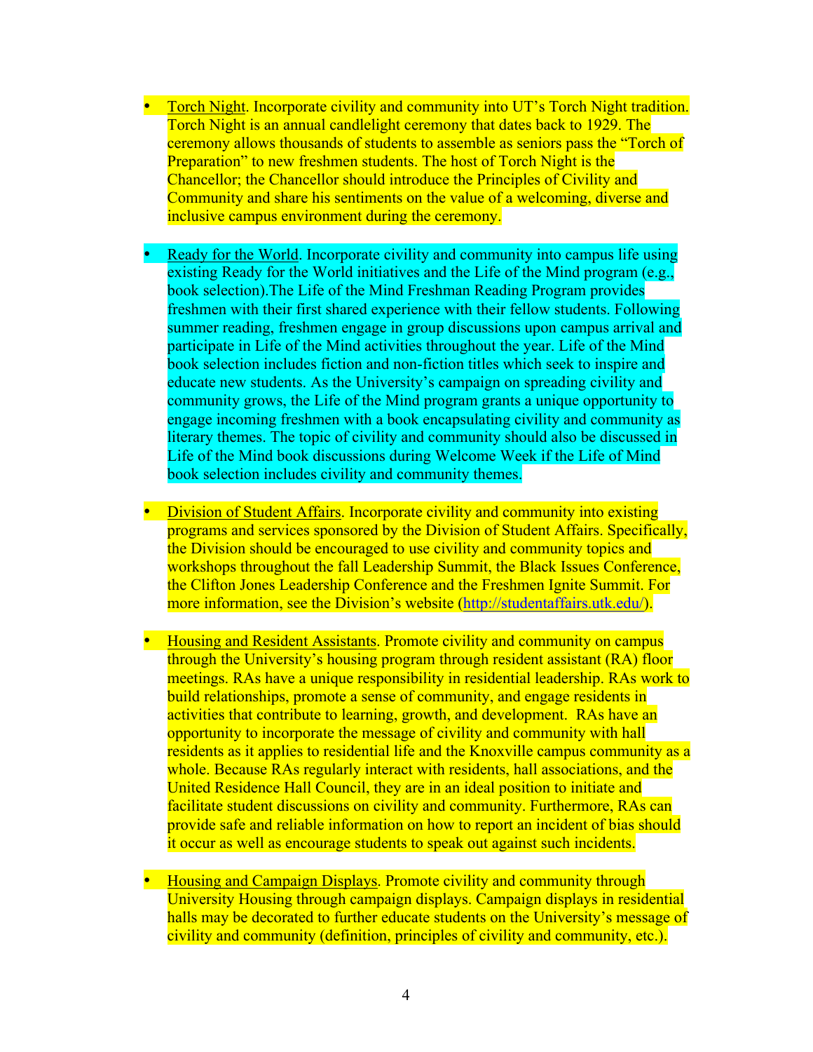- Torch Night. Incorporate civility and community into UT's Torch Night tradition. Torch Night is an annual candlelight ceremony that dates back to 1929. The ceremony allows thousands of students to assemble as seniors pass the "Torch of Preparation" to new freshmen students. The host of Torch Night is the Chancellor; the Chancellor should introduce the Principles of Civility and Community and share his sentiments on the value of a welcoming, diverse and inclusive campus environment during the ceremony.

- Ready for the World. Incorporate civility and community into campus life using existing Ready for the World initiatives and the Life of the Mind program (e.g., book selection).The Life of the Mind Freshman Reading Program provides freshmen with their first shared experience with their fellow students. Following summer reading, freshmen engage in group discussions upon campus arrival and participate in Life of the Mind activities throughout the year. Life of the Mind book selection includes fiction and non-fiction titles which seek to inspire and educate new students. As the University's campaign on spreading civility and community grows, the Life of the Mind program grants a unique opportunity to engage incoming freshmen with a book encapsulating civility and community as literary themes. The topic of civility and community should also be discussed in Life of the Mind book discussions during Welcome Week if the Life of Mind book selection includes civility and community themes.

- Division of Student Affairs. Incorporate civility and community into existing programs and services sponsored by the Division of Student Affairs. Specifically, the Division should be encouraged to use civility and community topics and workshops throughout the fall Leadership Summit, the Black Issues Conference, the Clifton Jones Leadership Conference and the Freshmen Ignite Summit. For more information, see the Division's website (http://studentaffairs.utk.edu/).

- Housing and Resident Assistants. Promote civility and community on campus through the University's housing program through resident assistant (RA) floor meetings. RAs have a unique responsibility in residential leadership. RAs work to build relationships, promote a sense of community, and engage residents in activities that contribute to learning, growth, and development. RAs have an opportunity to incorporate the message of civility and community with hall residents as it applies to residential life and the Knoxville campus community as a whole. Because RAs regularly interact with residents, hall associations, and the United Residence Hall Council, they are in an ideal position to initiate and facilitate student discussions on civility and community. Furthermore, RAs can provide safe and reliable information on how to report an incident of bias should it occur as well as encourage students to speak out against such incidents.

- Housing and Campaign Displays. Promote civility and community through University Housing through campaign displays. Campaign displays in residential halls may be decorated to further educate students on the University's message of civility and community (definition, principles of civility and community, etc.).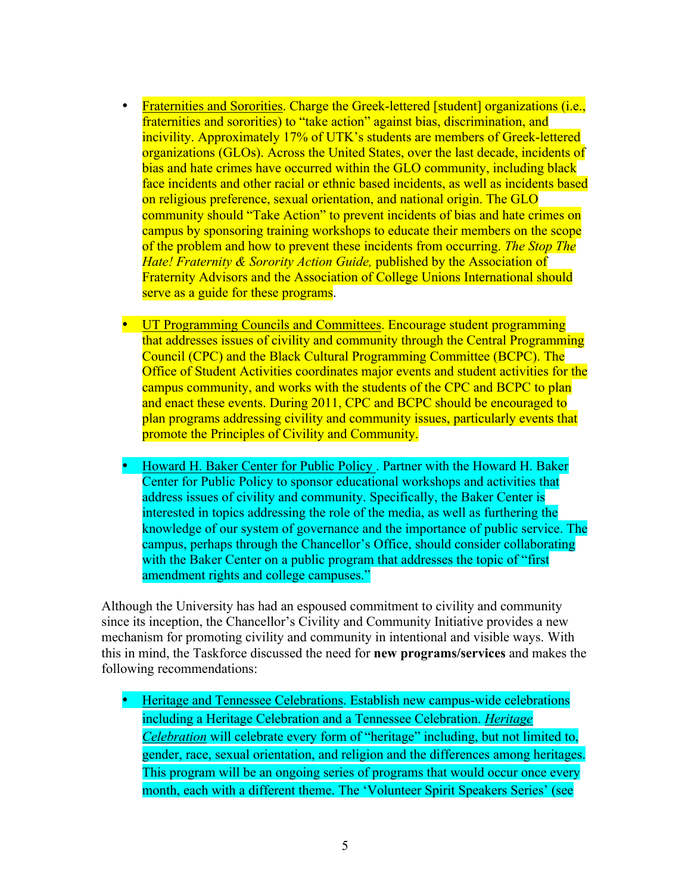- Fraternities and Sororities. Charge the Greek-lettered [student] organizations (i.e., fraternities and sororities) to "take action" against bias, discrimination, and incivility. Approximately 17% of UTK's students are members of Greek-lettered organizations (GLOs). Across the United States, over the last decade, incidents of bias and hate crimes have occurred within the GLO community, including black face incidents and other racial or ethnic based incidents, as well as incidents based on religious preference, sexual orientation, and national origin. The GLO community should "Take Action" to prevent incidents of bias and hate crimes on campus by sponsoring training workshops to educate their members on the scope of the problem and how to prevent these incidents from occurring. *The Stop The Hate! Fraternity & Sorority Action Guide,* published by the Association of Fraternity Advisors and the Association of College Unions International should serve as a guide for these programs.

- UT Programming Councils and Committees. Encourage student programming that addresses issues of civility and community through the Central Programming Council (CPC) and the Black Cultural Programming Committee (BCPC). The Office of Student Activities coordinates major events and student activities for the campus community, and works with the students of the CPC and BCPC to plan and enact these events. During 2011, CPC and BCPC should be encouraged to plan programs addressing civility and community issues, particularly events that promote the Principles of Civility and Community.

- Howard H. Baker Center for Public Policy . Partner with the Howard H. Baker Center for Public Policy to sponsor educational workshops and activities that address issues of civility and community. Specifically, the Baker Center is interested in topics addressing the role of the media, as well as furthering the knowledge of our system of governance and the importance of public service. The campus, perhaps through the Chancellor's Office, should consider collaborating with the Baker Center on a public program that addresses the topic of "first amendment rights and college campuses."

Although the University has had an espoused commitment to civility and community since its inception, the Chancellor's Civility and Community Initiative provides a new mechanism for promoting civility and community in intentional and visible ways. With this in mind, the Taskforce discussed the need for **new programs/services** and makes the following recommendations:

- Heritage and Tennessee Celebrations. Establish new campus-wide celebrations including a Heritage Celebration and a Tennessee Celebration. *Heritage Celebration* will celebrate every form of "heritage" including, but not limited to, gender, race, sexual orientation, and religion and the differences among heritages. This program will be an ongoing series of programs that would occur once every month, each with a different theme. The 'Volunteer Spirit Speakers Series' (see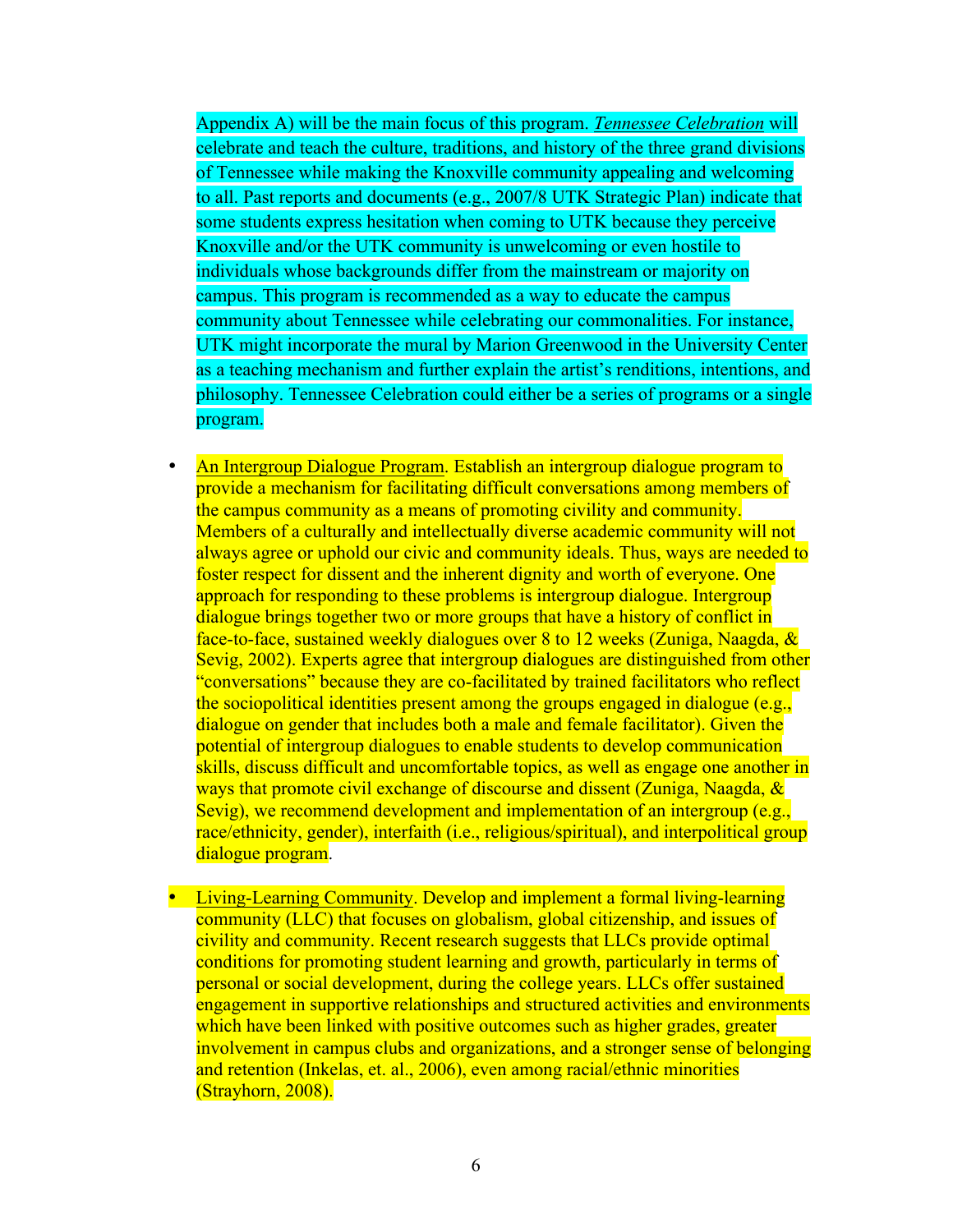Appendix A) will be the main focus of this program. *Tennessee Celebration* will celebrate and teach the culture, traditions, and history of the three grand divisions of Tennessee while making the Knoxville community appealing and welcoming to all. Past reports and documents (e.g., 2007/8 UTK Strategic Plan) indicate that some students express hesitation when coming to UTK because they perceive Knoxville and/or the UTK community is unwelcoming or even hostile to individuals whose backgrounds differ from the mainstream or majority on campus. This program is recommended as a way to educate the campus community about Tennessee while celebrating our commonalities. For instance, UTK might incorporate the mural by Marion Greenwood in the University Center as a teaching mechanism and further explain the artist's renditions, intentions, and philosophy. Tennessee Celebration could either be a series of programs or a single program.

- An Intergroup Dialogue Program. Establish an intergroup dialogue program to provide a mechanism for facilitating difficult conversations among members of the campus community as a means of promoting civility and community. Members of a culturally and intellectually diverse academic community will not always agree or uphold our civic and community ideals. Thus, ways are needed to foster respect for dissent and the inherent dignity and worth of everyone. One approach for responding to these problems is intergroup dialogue. Intergroup dialogue brings together two or more groups that have a history of conflict in face-to-face, sustained weekly dialogues over 8 to 12 weeks (Zuniga, Naagda, & Sevig, 2002). Experts agree that intergroup dialogues are distinguished from other "conversations" because they are co-facilitated by trained facilitators who reflect the sociopolitical identities present among the groups engaged in dialogue (e.g., dialogue on gender that includes both a male and female facilitator). Given the potential of intergroup dialogues to enable students to develop communication skills, discuss difficult and uncomfortable topics, as well as engage one another in ways that promote civil exchange of discourse and dissent (Zuniga, Naagda, & Sevig), we recommend development and implementation of an intergroup (e.g., race/ethnicity, gender), interfaith (i.e., religious/spiritual), and interpolitical group dialogue program.

- Living-Learning Community. Develop and implement a formal living-learning community (LLC) that focuses on globalism, global citizenship, and issues of civility and community. Recent research suggests that LLCs provide optimal conditions for promoting student learning and growth, particularly in terms of personal or social development, during the college years. LLCs offer sustained engagement in supportive relationships and structured activities and environments which have been linked with positive outcomes such as higher grades, greater involvement in campus clubs and organizations, and a stronger sense of belonging and retention (Inkelas, et. al., 2006), even among racial/ethnic minorities (Strayhorn, 2008).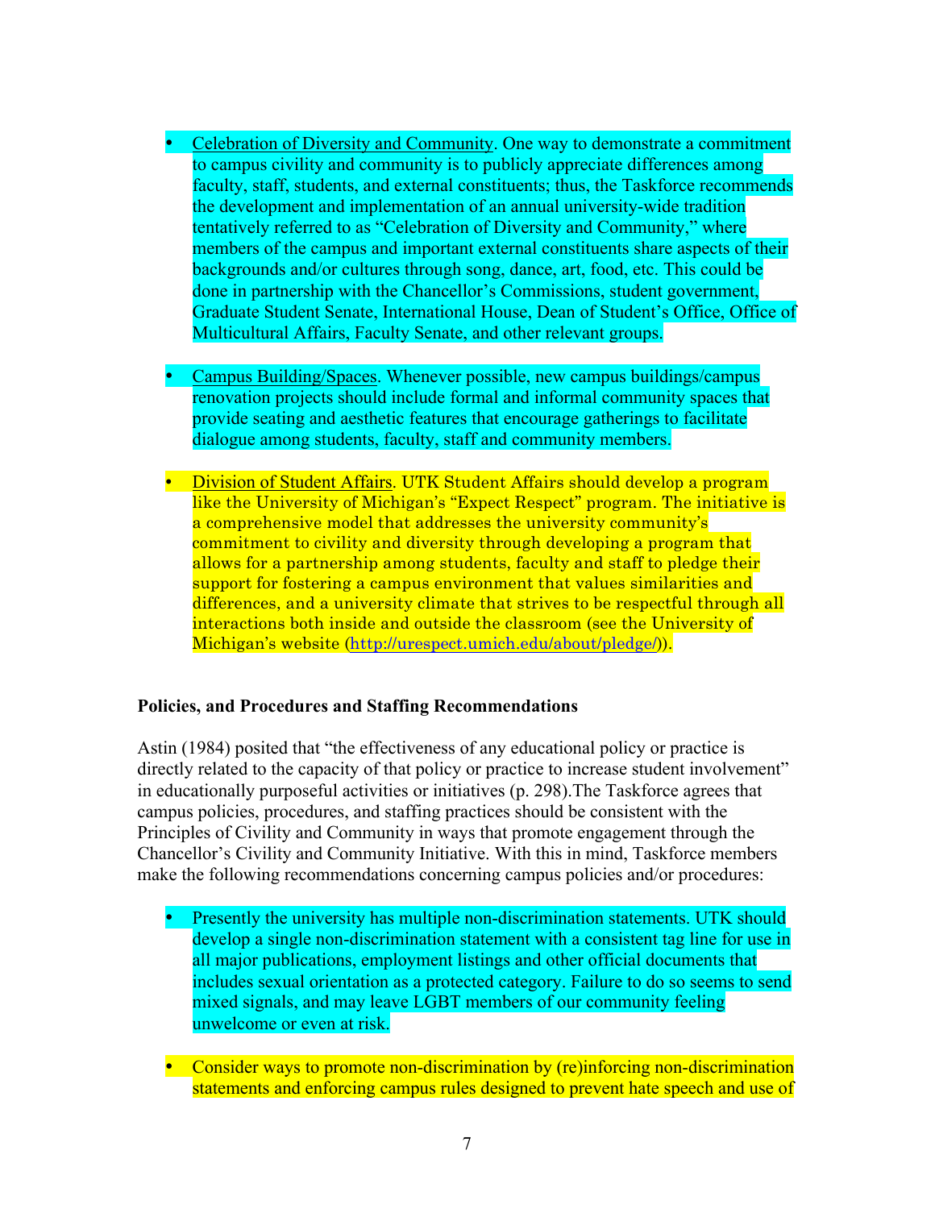- Celebration of Diversity and Community. One way to demonstrate a commitment to campus civility and community is to publicly appreciate differences among faculty, staff, students, and external constituents; thus, the Taskforce recommends the development and implementation of an annual university-wide tradition tentatively referred to as "Celebration of Diversity and Community," where members of the campus and important external constituents share aspects of their backgrounds and/or cultures through song, dance, art, food, etc. This could be done in partnership with the Chancellor's Commissions, student government, Graduate Student Senate, International House, Dean of Student's Office, Office of Multicultural Affairs, Faculty Senate, and other relevant groups.

- Campus Building/Spaces. Whenever possible, new campus buildings/campus renovation projects should include formal and informal community spaces that provide seating and aesthetic features that encourage gatherings to facilitate dialogue among students, faculty, staff and community members.

- Division of Student Affairs. UTK Student Affairs should develop a program like the University of Michigan's "Expect Respect" program. The initiative is a comprehensive model that addresses the university community's commitment to civility and diversity through developing a program that allows for a partnership among students, faculty and staff to pledge their support for fostering a campus environment that values similarities and differences, and a university climate that strives to be respectful through all interactions both inside and outside the classroom (see the University of Michigan's website (http://urespect.umich.edu/about/pledge/)).

**Policies, and Procedures and Staffing Recommendations**

Astin (1984) posited that "the effectiveness of any educational policy or practice is directly related to the capacity of that policy or practice to increase student involvement" in educationally purposeful activities or initiatives (p. 298).The Taskforce agrees that campus policies, procedures, and staffing practices should be consistent with the Principles of Civility and Community in ways that promote engagement through the Chancellor's Civility and Community Initiative. With this in mind, Taskforce members make the following recommendations concerning campus policies and/or procedures:

- Presently the university has multiple non-discrimination statements. UTK should develop a single non-discrimination statement with a consistent tag line for use in all major publications, employment listings and other official documents that includes sexual orientation as a protected category. Failure to do so seems to send mixed signals, and may leave LGBT members of our community feeling unwelcome or even at risk.

- Consider ways to promote non-discrimination by (re)inforcing non-discrimination statements and enforcing campus rules designed to prevent hate speech and use of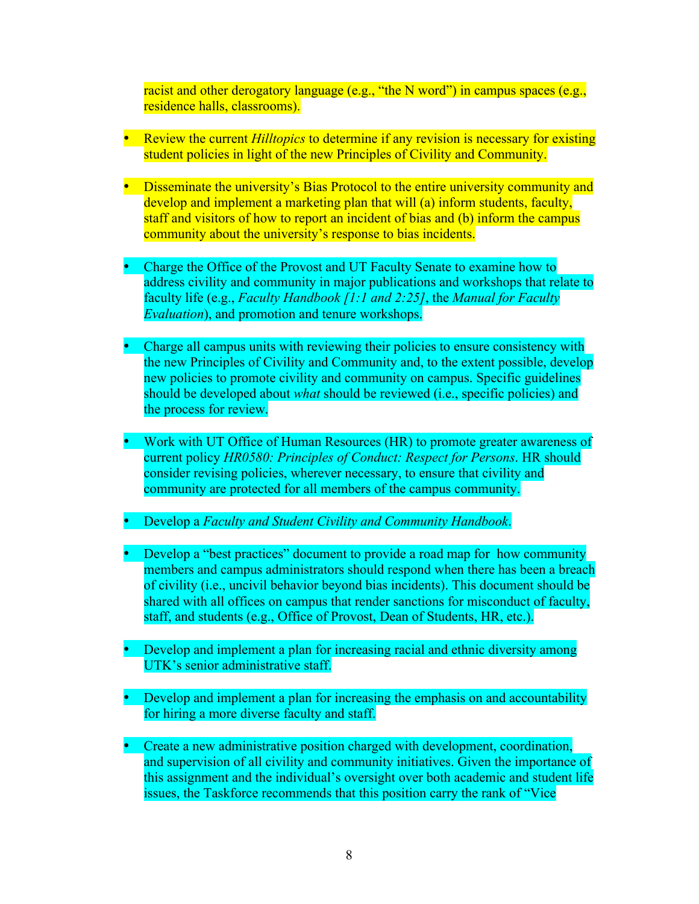racist and other derogatory language (e.g., "the N word") in campus spaces (e.g., residence halls, classrooms).

- Review the current *Hilltopics* to determine if any revision is necessary for existing student policies in light of the new Principles of Civility and Community.

- Disseminate the university's Bias Protocol to the entire university community and develop and implement a marketing plan that will (a) inform students, faculty, staff and visitors of how to report an incident of bias and (b) inform the campus community about the university's response to bias incidents.

- Charge the Office of the Provost and UT Faculty Senate to examine how to address civility and community in major publications and workshops that relate to faculty life (e.g., *Faculty Handbook [1:1 and 2:25]*, the *Manual for Faculty Evaluation*), and promotion and tenure workshops.

- Charge all campus units with reviewing their policies to ensure consistency with the new Principles of Civility and Community and, to the extent possible, develop new policies to promote civility and community on campus. Specific guidelines should be developed about *what* should be reviewed (i.e., specific policies) and the process for review.

- Work with UT Office of Human Resources (HR) to promote greater awareness of current policy *HR0580: Principles of Conduct: Respect for Persons*. HR should consider revising policies, wherever necessary, to ensure that civility and community are protected for all members of the campus community.

- Develop a *Faculty and Student Civility and Community Handbook*.

- Develop a "best practices" document to provide a road map for how community members and campus administrators should respond when there has been a breach of civility (i.e., uncivil behavior beyond bias incidents). This document should be shared with all offices on campus that render sanctions for misconduct of faculty, staff, and students (e.g., Office of Provost, Dean of Students, HR, etc.).

- Develop and implement a plan for increasing racial and ethnic diversity among UTK's senior administrative staff.

- Develop and implement a plan for increasing the emphasis on and accountability for hiring a more diverse faculty and staff.

- Create a new administrative position charged with development, coordination, and supervision of all civility and community initiatives. Given the importance of this assignment and the individual's oversight over both academic and student life issues, the Taskforce recommends that this position carry the rank of "Vice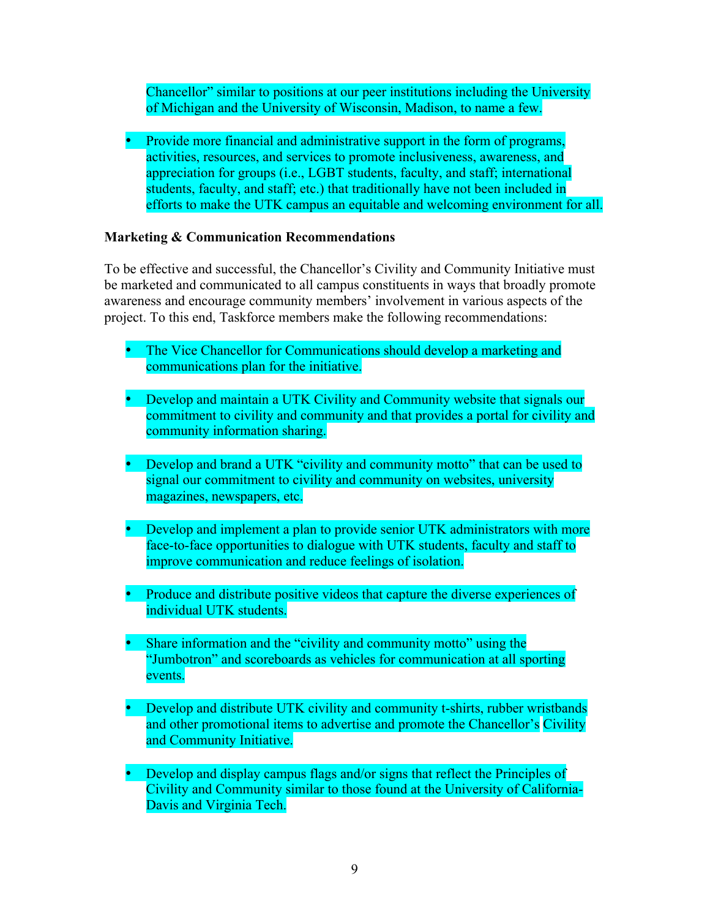Chancellor" similar to positions at our peer institutions including the University of Michigan and the University of Wisconsin, Madison, to name a few.

- Provide more financial and administrative support in the form of programs, activities, resources, and services to promote inclusiveness, awareness, and appreciation for groups (i.e., LGBT students, faculty, and staff; international students, faculty, and staff; etc.) that traditionally have not been included in efforts to make the UTK campus an equitable and welcoming environment for all.

**Marketing & Communication Recommendations**

To be effective and successful, the Chancellor's Civility and Community Initiative must be marketed and communicated to all campus constituents in ways that broadly promote awareness and encourage community members' involvement in various aspects of the project. To this end, Taskforce members make the following recommendations:

- The Vice Chancellor for Communications should develop a marketing and communications plan for the initiative.

- Develop and maintain a UTK Civility and Community website that signals our commitment to civility and community and that provides a portal for civility and community information sharing.

- Develop and brand a UTK "civility and community motto" that can be used to signal our commitment to civility and community on websites, university magazines, newspapers, etc.

- Develop and implement a plan to provide senior UTK administrators with more face-to-face opportunities to dialogue with UTK students, faculty and staff to improve communication and reduce feelings of isolation.

- Produce and distribute positive videos that capture the diverse experiences of individual UTK students.

- Share information and the "civility and community motto" using the "Jumbotron" and scoreboards as vehicles for communication at all sporting events.

- Develop and distribute UTK civility and community t-shirts, rubber wristbands and other promotional items to advertise and promote the Chancellor's Civility and Community Initiative.

- Develop and display campus flags and/or signs that reflect the Principles of Civility and Community similar to those found at the University of California-Davis and Virginia Tech.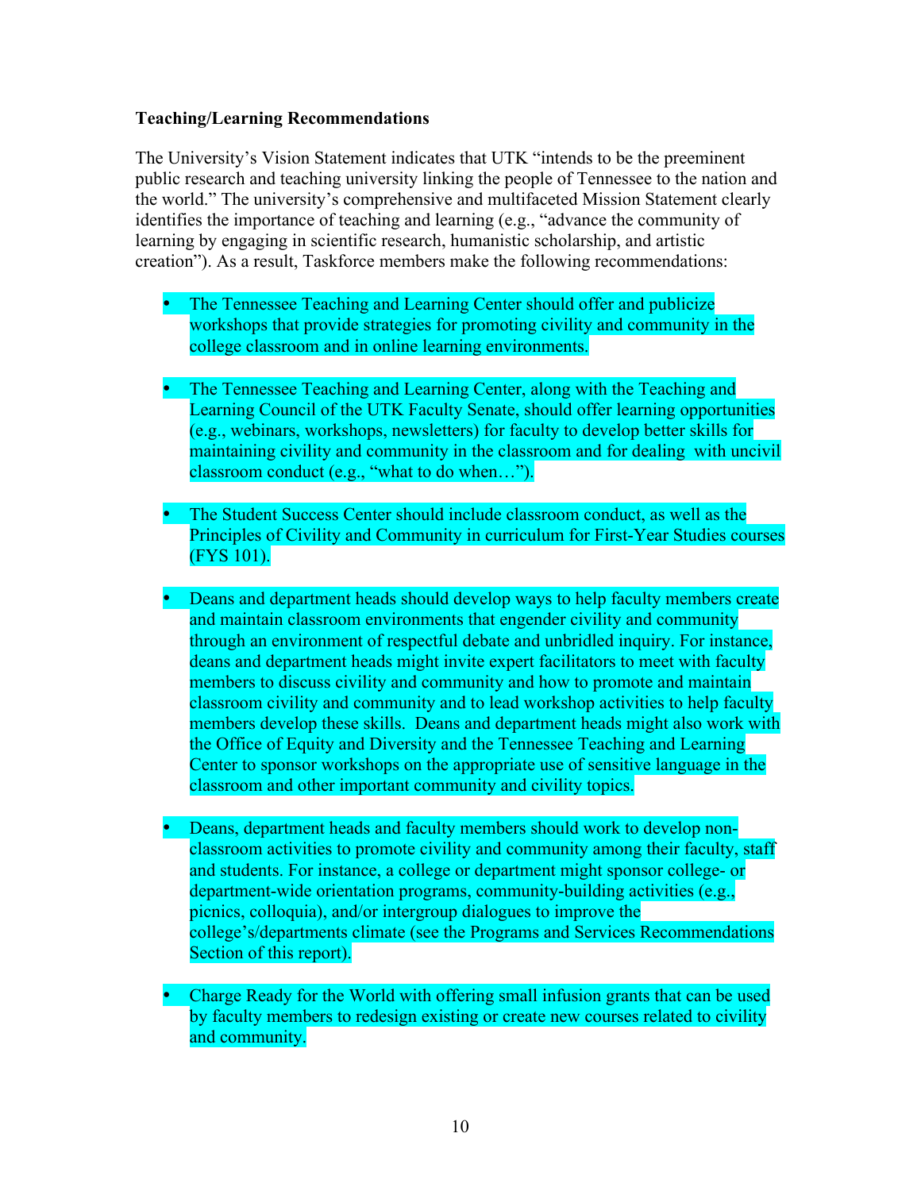**Teaching/Learning Recommendations**

The University's Vision Statement indicates that UTK "intends to be the preeminent public research and teaching university linking the people of Tennessee to the nation and the world." The university's comprehensive and multifaceted Mission Statement clearly identifies the importance of teaching and learning (e.g., "advance the community of learning by engaging in scientific research, humanistic scholarship, and artistic creation"). As a result, Taskforce members make the following recommendations:

- The Tennessee Teaching and Learning Center should offer and publicize workshops that provide strategies for promoting civility and community in the college classroom and in online learning environments.

- The Tennessee Teaching and Learning Center, along with the Teaching and Learning Council of the UTK Faculty Senate, should offer learning opportunities (e.g., webinars, workshops, newsletters) for faculty to develop better skills for maintaining civility and community in the classroom and for dealing with uncivil classroom conduct (e.g., "what to do when…").

- The Student Success Center should include classroom conduct, as well as the Principles of Civility and Community in curriculum for First-Year Studies courses (FYS 101).

- Deans and department heads should develop ways to help faculty members create and maintain classroom environments that engender civility and community through an environment of respectful debate and unbridled inquiry. For instance, deans and department heads might invite expert facilitators to meet with faculty members to discuss civility and community and how to promote and maintain classroom civility and community and to lead workshop activities to help faculty members develop these skills. Deans and department heads might also work with the Office of Equity and Diversity and the Tennessee Teaching and Learning Center to sponsor workshops on the appropriate use of sensitive language in the classroom and other important community and civility topics.

- Deans, department heads and faculty members should work to develop non-classroom activities to promote civility and community among their faculty, staff and students. For instance, a college or department might sponsor college- or department-wide orientation programs, community-building activities (e.g., picnics, colloquia), and/or intergroup dialogues to improve the college's/departments climate (see the Programs and Services Recommendations Section of this report).

- Charge Ready for the World with offering small infusion grants that can be used by faculty members to redesign existing or create new courses related to civility and community.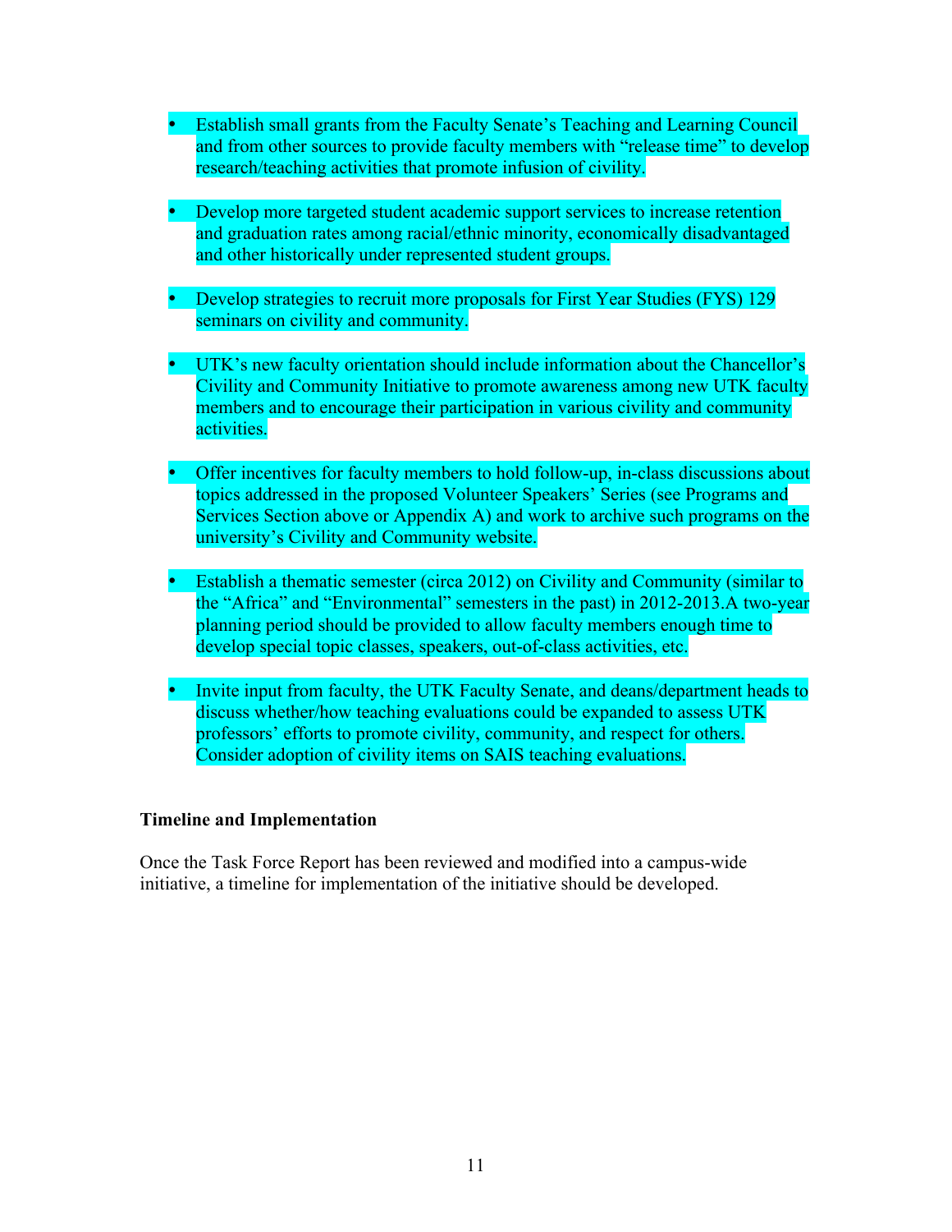- Establish small grants from the Faculty Senate's Teaching and Learning Council and from other sources to provide faculty members with "release time" to develop research/teaching activities that promote infusion of civility.

- Develop more targeted student academic support services to increase retention and graduation rates among racial/ethnic minority, economically disadvantaged and other historically under represented student groups.

- Develop strategies to recruit more proposals for First Year Studies (FYS) 129 seminars on civility and community.

- UTK's new faculty orientation should include information about the Chancellor's Civility and Community Initiative to promote awareness among new UTK faculty members and to encourage their participation in various civility and community activities.

- Offer incentives for faculty members to hold follow-up, in-class discussions about topics addressed in the proposed Volunteer Speakers' Series (see Programs and Services Section above or Appendix A) and work to archive such programs on the university's Civility and Community website.

- Establish a thematic semester (circa 2012) on Civility and Community (similar to the "Africa" and "Environmental" semesters in the past) in 2012-2013.A two-year planning period should be provided to allow faculty members enough time to develop special topic classes, speakers, out-of-class activities, etc.

- Invite input from faculty, the UTK Faculty Senate, and deans/department heads to discuss whether/how teaching evaluations could be expanded to assess UTK professors' efforts to promote civility, community, and respect for others. Consider adoption of civility items on SAIS teaching evaluations.

**Timeline and Implementation**

Once the Task Force Report has been reviewed and modified into a campus-wide initiative, a timeline for implementation of the initiative should be developed.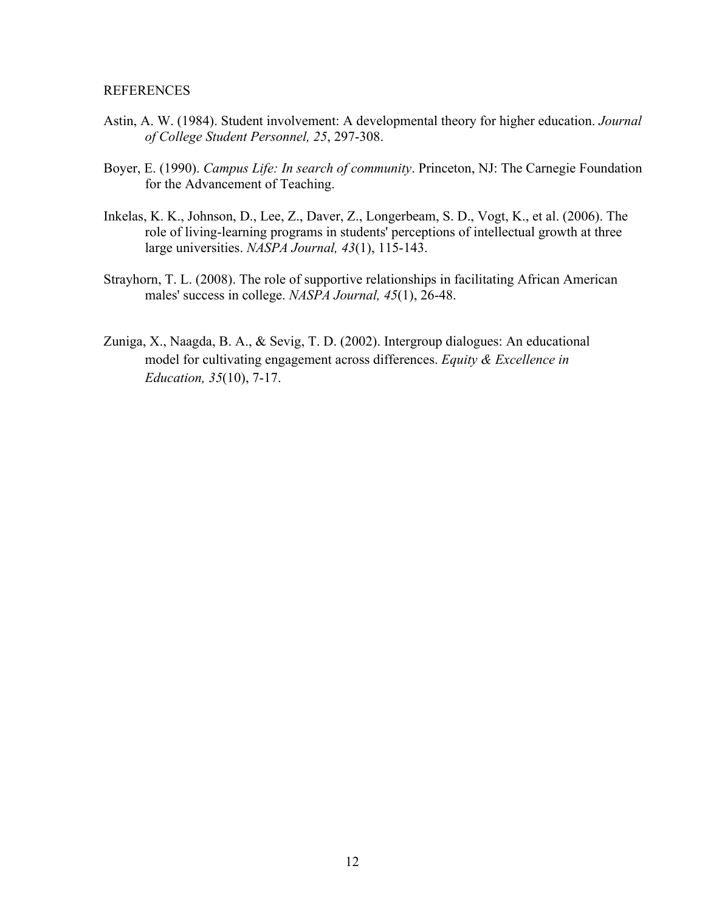## REFERENCES

Astin, A. W. (1984). Student involvement: A developmental theory for higher education. *Journal of College Student Personnel, 25*, 297-308.

Boyer, E. (1990). *Campus Life: In search of community*. Princeton, NJ: The Carnegie Foundation for the Advancement of Teaching.

Inkelas, K. K., Johnson, D., Lee, Z., Daver, Z., Longerbeam, S. D., Vogt, K., et al. (2006). The role of living-learning programs in students' perceptions of intellectual growth at three large universities. *NASPA Journal, 43*(1), 115-143.

Strayhorn, T. L. (2008). The role of supportive relationships in facilitating African American males' success in college. *NASPA Journal, 45*(1), 26-48.

Zuniga, X., Naagda, B. A., & Sevig, T. D. (2002). Intergroup dialogues: An educational model for cultivating engagement across differences. *Equity & Excellence in Education, 35*(10), 7-17.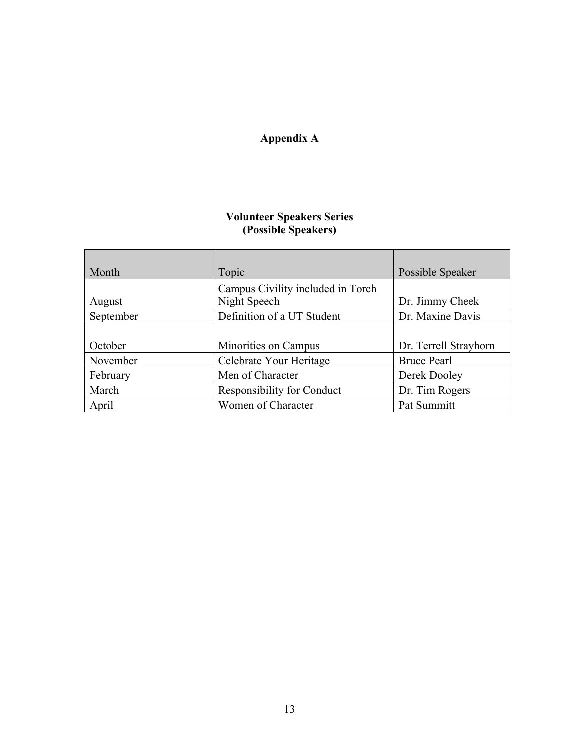# Appendix A

## Volunteer Speakers Series
### (Possible Speakers)

| Month | Topic | Possible Speaker |
|---|---|---|
| August | Campus Civility included in Torch Night Speech | Dr. Jimmy Cheek |
| September | Definition of a UT Student | Dr. Maxine Davis |
| October | Minorities on Campus | Dr. Terrell Strayhorn |
| November | Celebrate Your Heritage | Bruce Pearl |
| February | Men of Character | Derek Dooley |
| March | Responsibility for Conduct | Dr. Tim Rogers |
| April | Women of Character | Pat Summitt |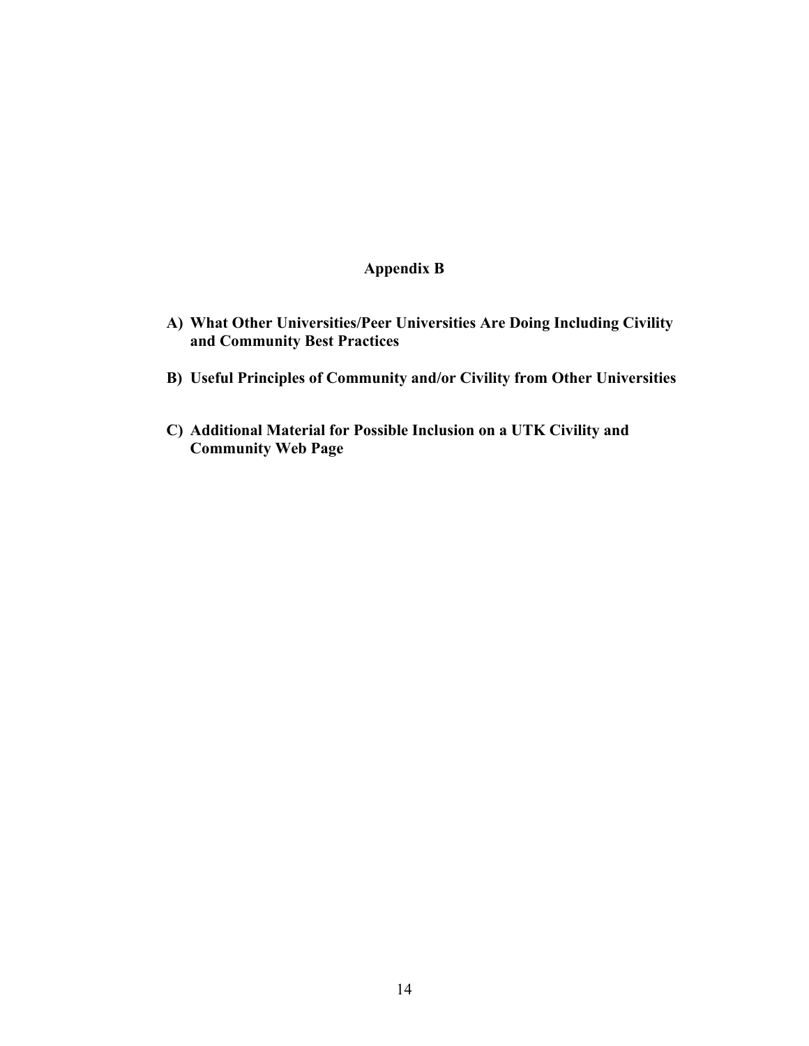# Appendix B

**A) What Other Universities/Peer Universities Are Doing Including Civility and Community Best Practices**

**B) Useful Principles of Community and/or Civility from Other Universities**

**C) Additional Material for Possible Inclusion on a UTK Civility and Community Web Page**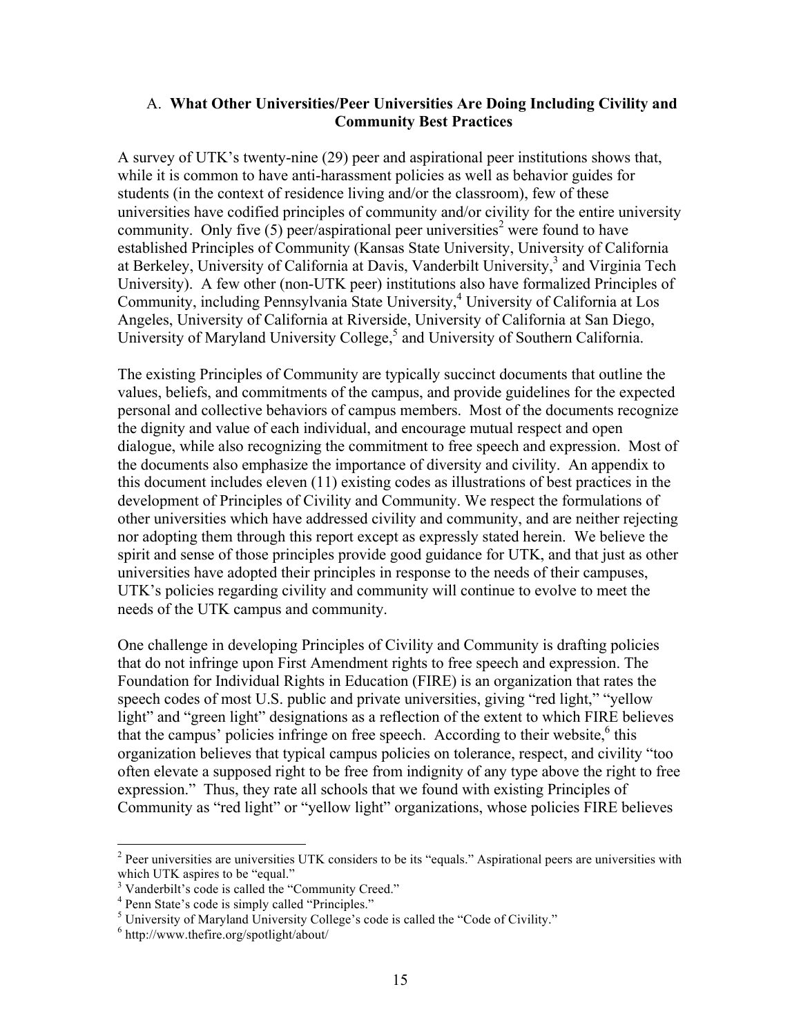### A. **What Other Universities/Peer Universities Are Doing Including Civility and Community Best Practices**

A survey of UTK's twenty-nine (29) peer and aspirational peer institutions shows that, while it is common to have anti-harassment policies as well as behavior guides for students (in the context of residence living and/or the classroom), few of these universities have codified principles of community and/or civility for the entire university community. Only five (5) peer/aspirational peer universities[2] were found to have established Principles of Community (Kansas State University, University of California at Berkeley, University of California at Davis, Vanderbilt University,[3] and Virginia Tech University). A few other (non-UTK peer) institutions also have formalized Principles of Community, including Pennsylvania State University,[4] University of California at Los Angeles, University of California at Riverside, University of California at San Diego, University of Maryland University College,[5] and University of Southern California.

The existing Principles of Community are typically succinct documents that outline the values, beliefs, and commitments of the campus, and provide guidelines for the expected personal and collective behaviors of campus members. Most of the documents recognize the dignity and value of each individual, and encourage mutual respect and open dialogue, while also recognizing the commitment to free speech and expression. Most of the documents also emphasize the importance of diversity and civility. An appendix to this document includes eleven (11) existing codes as illustrations of best practices in the development of Principles of Civility and Community. We respect the formulations of other universities which have addressed civility and community, and are neither rejecting nor adopting them through this report except as expressly stated herein. We believe the spirit and sense of those principles provide good guidance for UTK, and that just as other universities have adopted their principles in response to the needs of their campuses, UTK's policies regarding civility and community will continue to evolve to meet the needs of the UTK campus and community.

One challenge in developing Principles of Civility and Community is drafting policies that do not infringe upon First Amendment rights to free speech and expression. The Foundation for Individual Rights in Education (FIRE) is an organization that rates the speech codes of most U.S. public and private universities, giving "red light," "yellow light" and "green light" designations as a reflection of the extent to which FIRE believes that the campus' policies infringe on free speech. According to their website,[6] this organization believes that typical campus policies on tolerance, respect, and civility "too often elevate a supposed right to be free from indignity of any type above the right to free expression." Thus, they rate all schools that we found with existing Principles of Community as "red light" or "yellow light" organizations, whose policies FIRE believes

---

[2] Peer universities are universities UTK considers to be its "equals." Aspirational peers are universities with which UTK aspires to be "equal."

[3] Vanderbilt's code is called the "Community Creed."

[4] Penn State's code is simply called "Principles."

[5] University of Maryland University College's code is called the "Code of Civility."

[6] http://www.thefire.org/spotlight/about/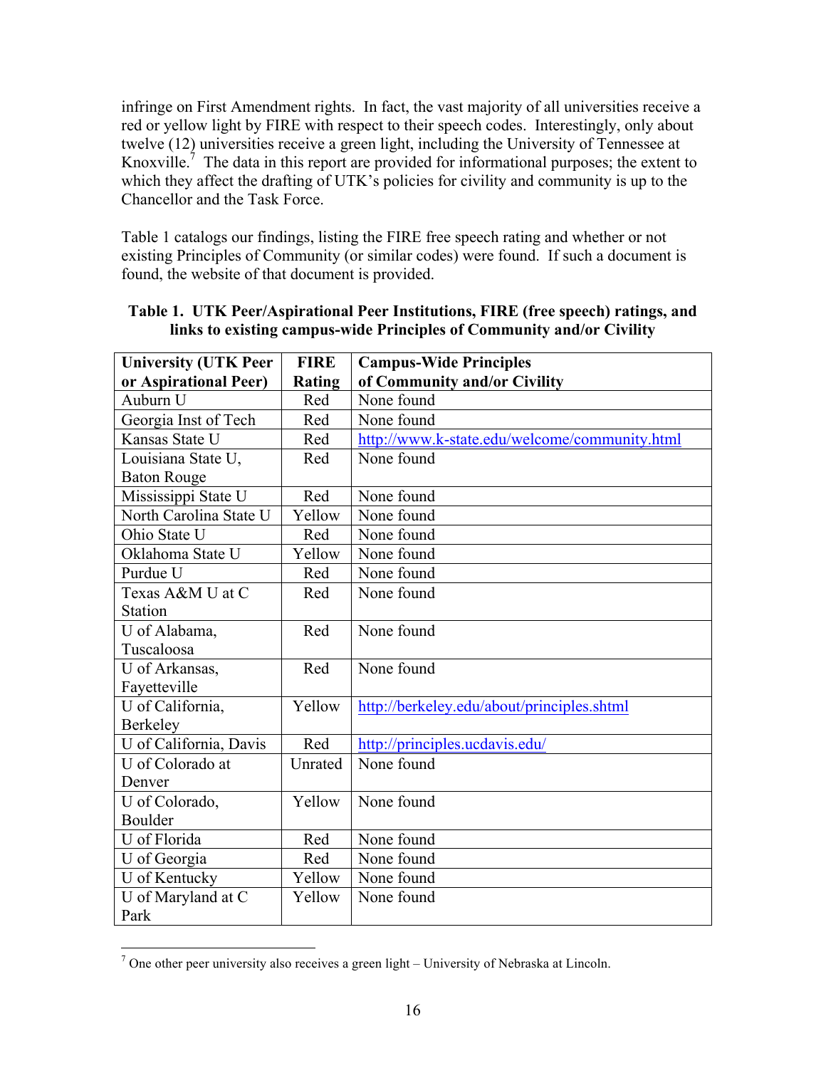infringe on First Amendment rights. In fact, the vast majority of all universities receive a red or yellow light by FIRE with respect to their speech codes. Interestingly, only about twelve (12) universities receive a green light, including the University of Tennessee at Knoxville.[7] The data in this report are provided for informational purposes; the extent to which they affect the drafting of UTK's policies for civility and community is up to the Chancellor and the Task Force.

Table 1 catalogs our findings, listing the FIRE free speech rating and whether or not existing Principles of Community (or similar codes) were found. If such a document is found, the website of that document is provided.

**Table 1. UTK Peer/Aspirational Peer Institutions, FIRE (free speech) ratings, and links to existing campus-wide Principles of Community and/or Civility**

| University (UTK Peer or Aspirational Peer) | FIRE Rating | Campus-Wide Principles of Community and/or Civility |
|---|---|---|
| Auburn U | Red | None found |
| Georgia Inst of Tech | Red | None found |
| Kansas State U | Red | http://www.k-state.edu/welcome/community.html |
| Louisiana State U, Baton Rouge | Red | None found |
| Mississippi State U | Red | None found |
| North Carolina State U | Yellow | None found |
| Ohio State U | Red | None found |
| Oklahoma State U | Yellow | None found |
| Purdue U | Red | None found |
| Texas A&M U at C Station | Red | None found |
| U of Alabama, Tuscaloosa | Red | None found |
| U of Arkansas, Fayetteville | Red | None found |
| U of California, Berkeley | Yellow | http://berkeley.edu/about/principles.shtml |
| U of California, Davis | Red | http://principles.ucdavis.edu/ |
| U of Colorado at Denver | Unrated | None found |
| U of Colorado, Boulder | Yellow | None found |
| U of Florida | Red | None found |
| U of Georgia | Red | None found |
| U of Kentucky | Yellow | None found |
| U of Maryland at C Park | Yellow | None found |

[7] One other peer university also receives a green light – University of Nebraska at Lincoln.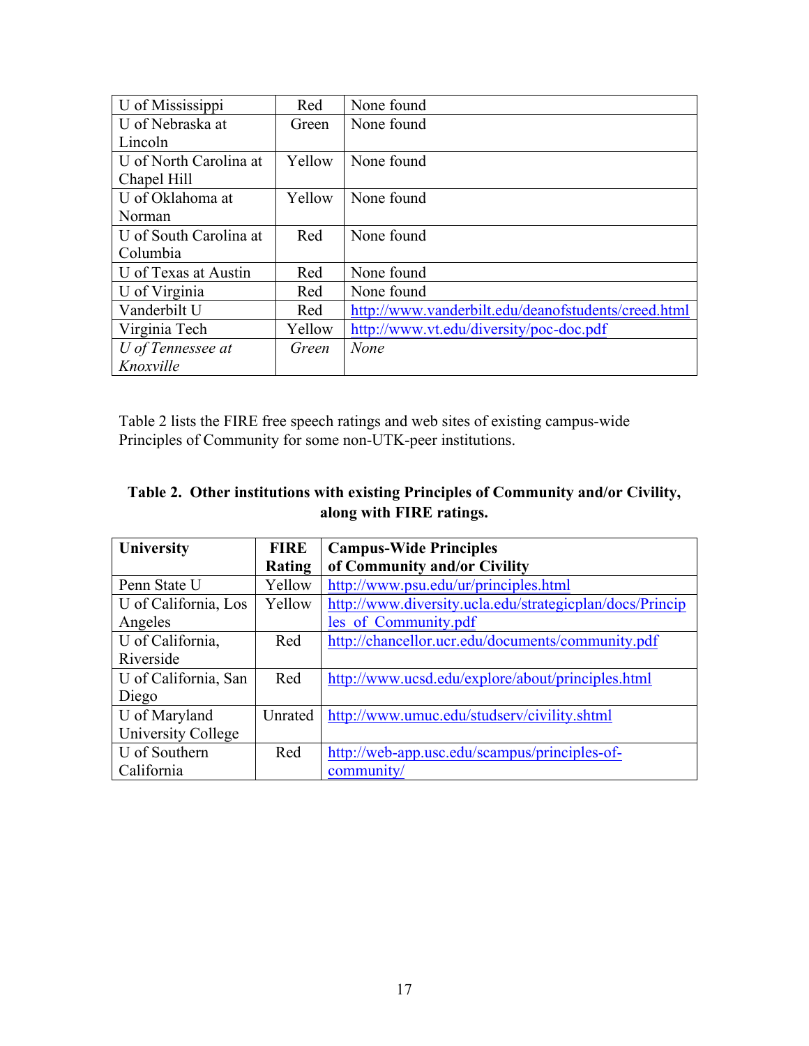| | | |
|---|---|---|
| U of Mississippi | Red | None found |
| U of Nebraska at Lincoln | Green | None found |
| U of North Carolina at Chapel Hill | Yellow | None found |
| U of Oklahoma at Norman | Yellow | None found |
| U of South Carolina at Columbia | Red | None found |
| U of Texas at Austin | Red | None found |
| U of Virginia | Red | None found |
| Vanderbilt U | Red | http://www.vanderbilt.edu/deanofstudents/creed.html |
| Virginia Tech | Yellow | http://www.vt.edu/diversity/poc-doc.pdf |
| *U of Tennessee at Knoxville* | *Green* | *None* |

Table 2 lists the FIRE free speech ratings and web sites of existing campus-wide Principles of Community for some non-UTK-peer institutions.

**Table 2. Other institutions with existing Principles of Community and/or Civility, along with FIRE ratings.**

| University | FIRE Rating | Campus-Wide Principles of Community and/or Civility |
|---|---|---|
| Penn State U | Yellow | http://www.psu.edu/ur/principles.html |
| U of California, Los Angeles | Yellow | http://www.diversity.ucla.edu/strategicplan/docs/Principles_of_Community.pdf |
| U of California, Riverside | Red | http://chancellor.ucr.edu/documents/community.pdf |
| U of California, San Diego | Red | http://www.ucsd.edu/explore/about/principles.html |
| U of Maryland University College | Unrated | http://www.umuc.edu/studserv/civility.shtml |
| U of Southern California | Red | http://web-app.usc.edu/scampus/principles-of-community/ |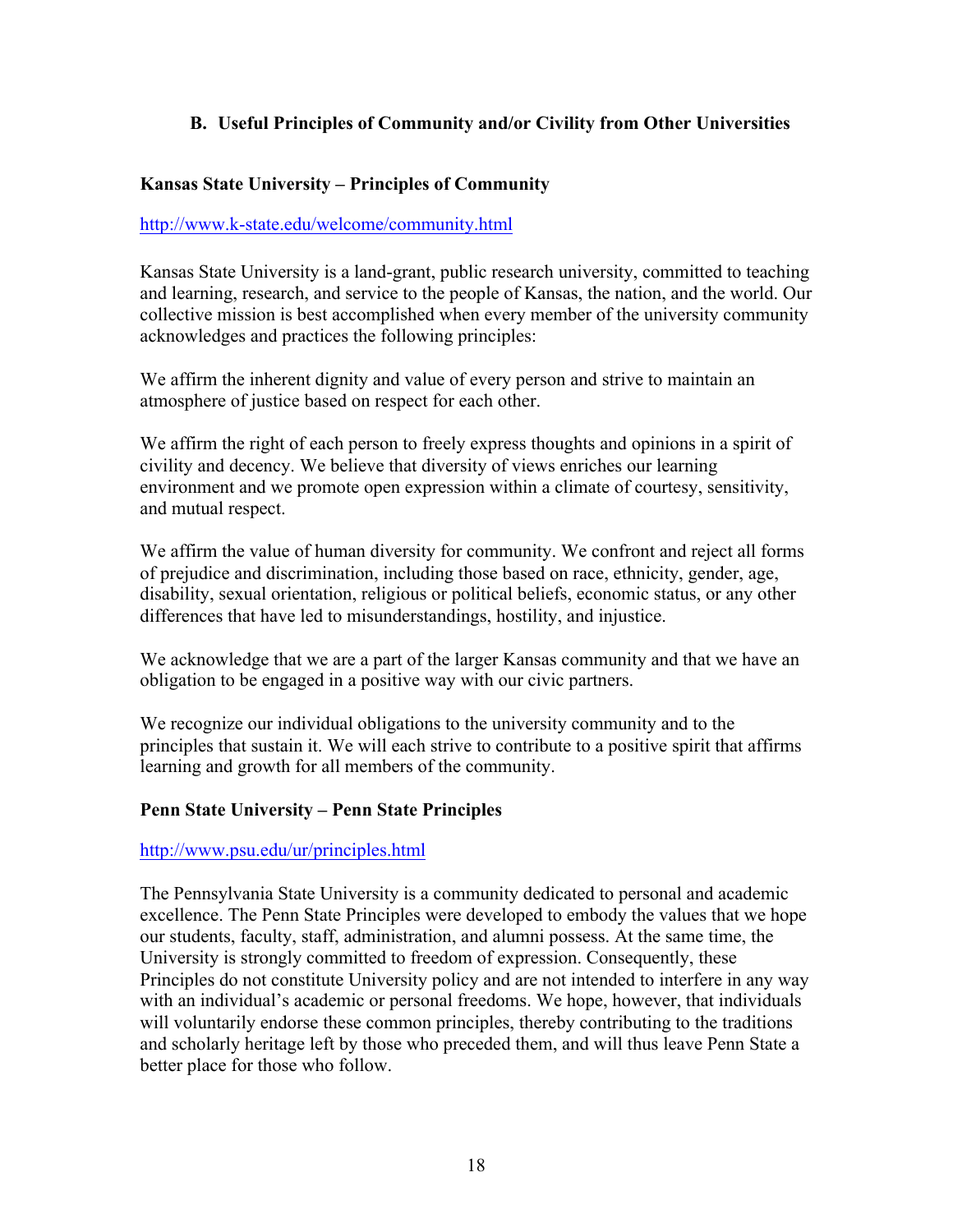## B. Useful Principles of Community and/or Civility from Other Universities

### Kansas State University – Principles of Community

http://www.k-state.edu/welcome/community.html

Kansas State University is a land-grant, public research university, committed to teaching and learning, research, and service to the people of Kansas, the nation, and the world. Our collective mission is best accomplished when every member of the university community acknowledges and practices the following principles:

We affirm the inherent dignity and value of every person and strive to maintain an atmosphere of justice based on respect for each other.

We affirm the right of each person to freely express thoughts and opinions in a spirit of civility and decency. We believe that diversity of views enriches our learning environment and we promote open expression within a climate of courtesy, sensitivity, and mutual respect.

We affirm the value of human diversity for community. We confront and reject all forms of prejudice and discrimination, including those based on race, ethnicity, gender, age, disability, sexual orientation, religious or political beliefs, economic status, or any other differences that have led to misunderstandings, hostility, and injustice.

We acknowledge that we are a part of the larger Kansas community and that we have an obligation to be engaged in a positive way with our civic partners.

We recognize our individual obligations to the university community and to the principles that sustain it. We will each strive to contribute to a positive spirit that affirms learning and growth for all members of the community.

### Penn State University – Penn State Principles

http://www.psu.edu/ur/principles.html

The Pennsylvania State University is a community dedicated to personal and academic excellence. The Penn State Principles were developed to embody the values that we hope our students, faculty, staff, administration, and alumni possess. At the same time, the University is strongly committed to freedom of expression. Consequently, these Principles do not constitute University policy and are not intended to interfere in any way with an individual's academic or personal freedoms. We hope, however, that individuals will voluntarily endorse these common principles, thereby contributing to the traditions and scholarly heritage left by those who preceded them, and will thus leave Penn State a better place for those who follow.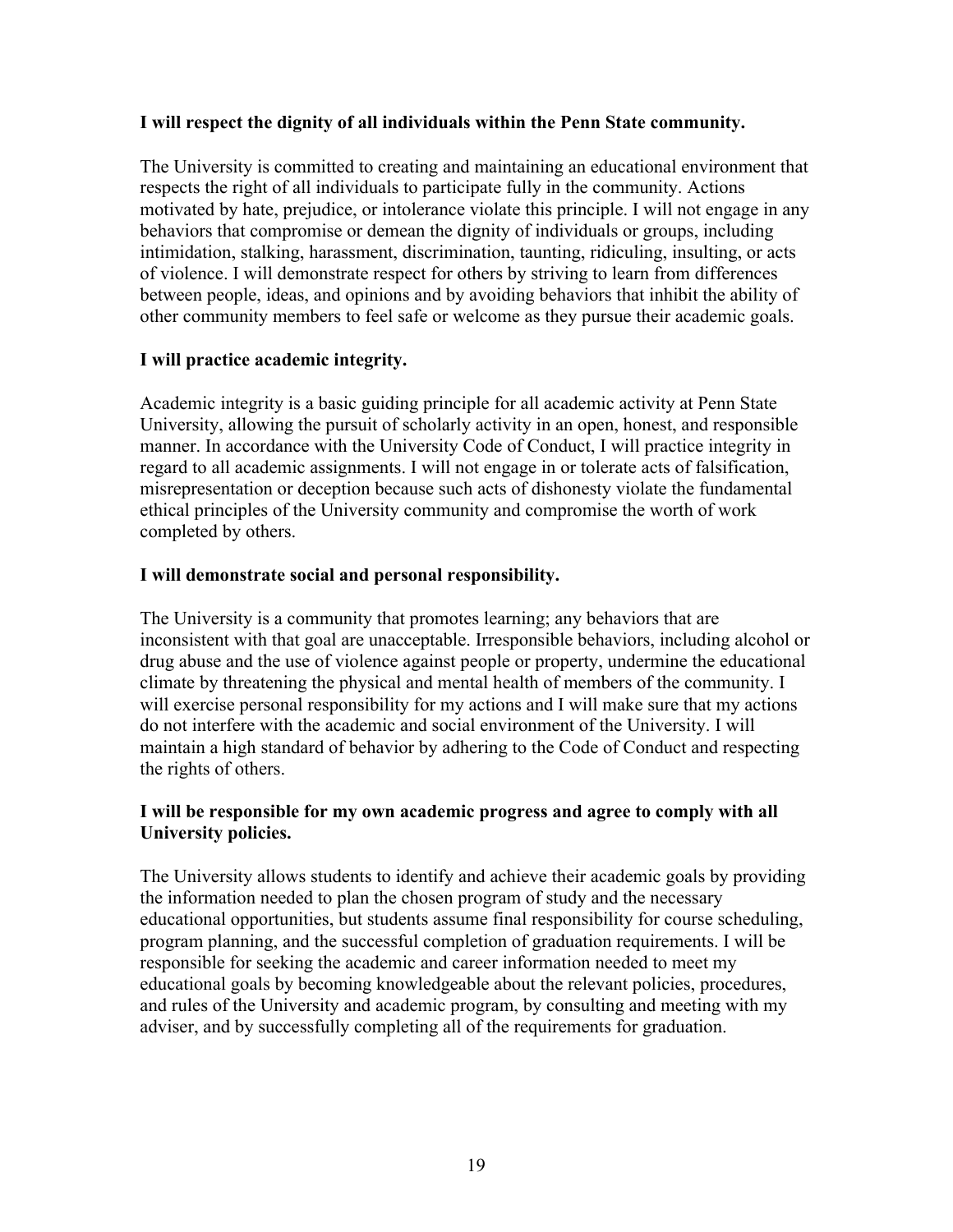**I will respect the dignity of all individuals within the Penn State community.**

The University is committed to creating and maintaining an educational environment that respects the right of all individuals to participate fully in the community. Actions motivated by hate, prejudice, or intolerance violate this principle. I will not engage in any behaviors that compromise or demean the dignity of individuals or groups, including intimidation, stalking, harassment, discrimination, taunting, ridiculing, insulting, or acts of violence. I will demonstrate respect for others by striving to learn from differences between people, ideas, and opinions and by avoiding behaviors that inhibit the ability of other community members to feel safe or welcome as they pursue their academic goals.

**I will practice academic integrity.**

Academic integrity is a basic guiding principle for all academic activity at Penn State University, allowing the pursuit of scholarly activity in an open, honest, and responsible manner. In accordance with the University Code of Conduct, I will practice integrity in regard to all academic assignments. I will not engage in or tolerate acts of falsification, misrepresentation or deception because such acts of dishonesty violate the fundamental ethical principles of the University community and compromise the worth of work completed by others.

**I will demonstrate social and personal responsibility.**

The University is a community that promotes learning; any behaviors that are inconsistent with that goal are unacceptable. Irresponsible behaviors, including alcohol or drug abuse and the use of violence against people or property, undermine the educational climate by threatening the physical and mental health of members of the community. I will exercise personal responsibility for my actions and I will make sure that my actions do not interfere with the academic and social environment of the University. I will maintain a high standard of behavior by adhering to the Code of Conduct and respecting the rights of others.

**I will be responsible for my own academic progress and agree to comply with all University policies.**

The University allows students to identify and achieve their academic goals by providing the information needed to plan the chosen program of study and the necessary educational opportunities, but students assume final responsibility for course scheduling, program planning, and the successful completion of graduation requirements. I will be responsible for seeking the academic and career information needed to meet my educational goals by becoming knowledgeable about the relevant policies, procedures, and rules of the University and academic program, by consulting and meeting with my adviser, and by successfully completing all of the requirements for graduation.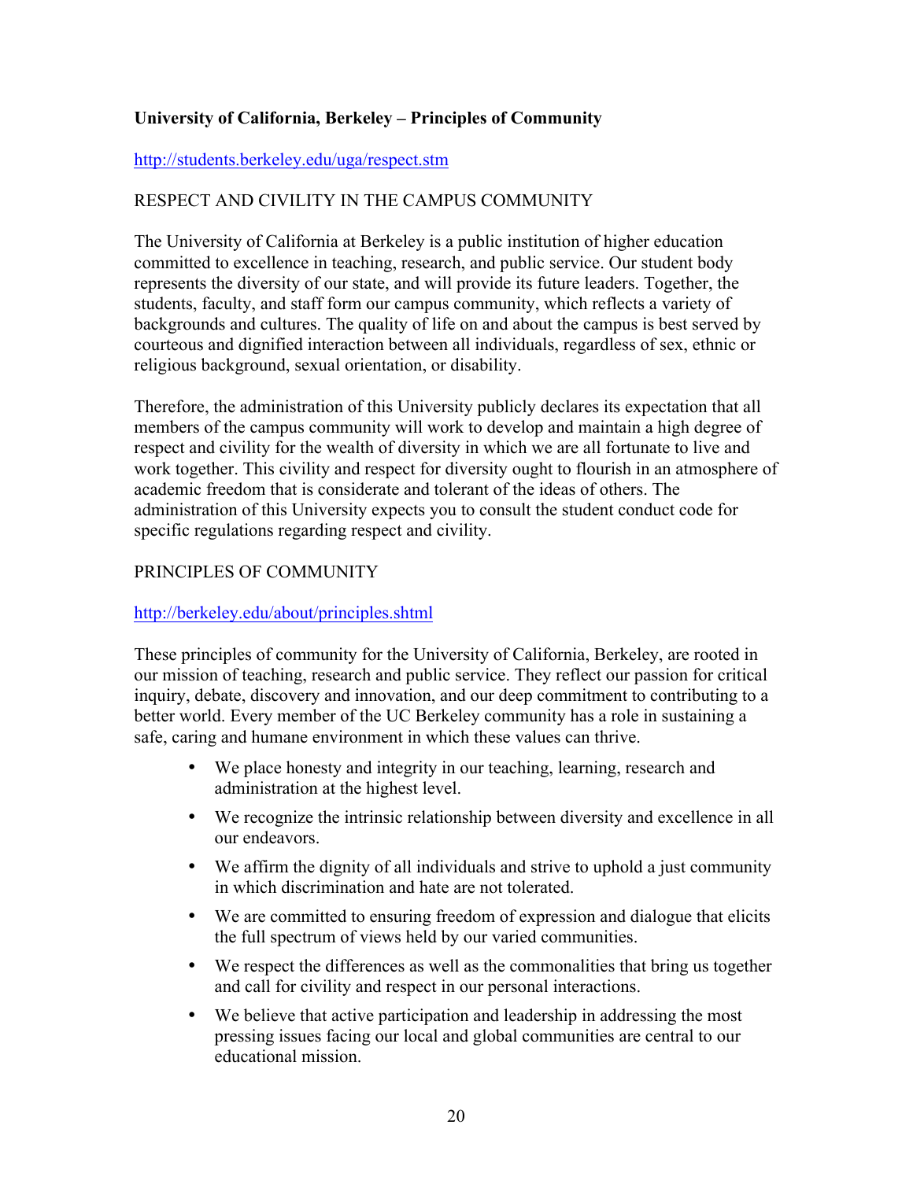**University of California, Berkeley – Principles of Community**

http://students.berkeley.edu/uga/respect.stm

RESPECT AND CIVILITY IN THE CAMPUS COMMUNITY

The University of California at Berkeley is a public institution of higher education committed to excellence in teaching, research, and public service. Our student body represents the diversity of our state, and will provide its future leaders. Together, the students, faculty, and staff form our campus community, which reflects a variety of backgrounds and cultures. The quality of life on and about the campus is best served by courteous and dignified interaction between all individuals, regardless of sex, ethnic or religious background, sexual orientation, or disability.

Therefore, the administration of this University publicly declares its expectation that all members of the campus community will work to develop and maintain a high degree of respect and civility for the wealth of diversity in which we are all fortunate to live and work together. This civility and respect for diversity ought to flourish in an atmosphere of academic freedom that is considerate and tolerant of the ideas of others. The administration of this University expects you to consult the student conduct code for specific regulations regarding respect and civility.

PRINCIPLES OF COMMUNITY

http://berkeley.edu/about/principles.shtml

These principles of community for the University of California, Berkeley, are rooted in our mission of teaching, research and public service. They reflect our passion for critical inquiry, debate, discovery and innovation, and our deep commitment to contributing to a better world. Every member of the UC Berkeley community has a role in sustaining a safe, caring and humane environment in which these values can thrive.

- We place honesty and integrity in our teaching, learning, research and administration at the highest level.
- We recognize the intrinsic relationship between diversity and excellence in all our endeavors.
- We affirm the dignity of all individuals and strive to uphold a just community in which discrimination and hate are not tolerated.
- We are committed to ensuring freedom of expression and dialogue that elicits the full spectrum of views held by our varied communities.
- We respect the differences as well as the commonalities that bring us together and call for civility and respect in our personal interactions.
- We believe that active participation and leadership in addressing the most pressing issues facing our local and global communities are central to our educational mission.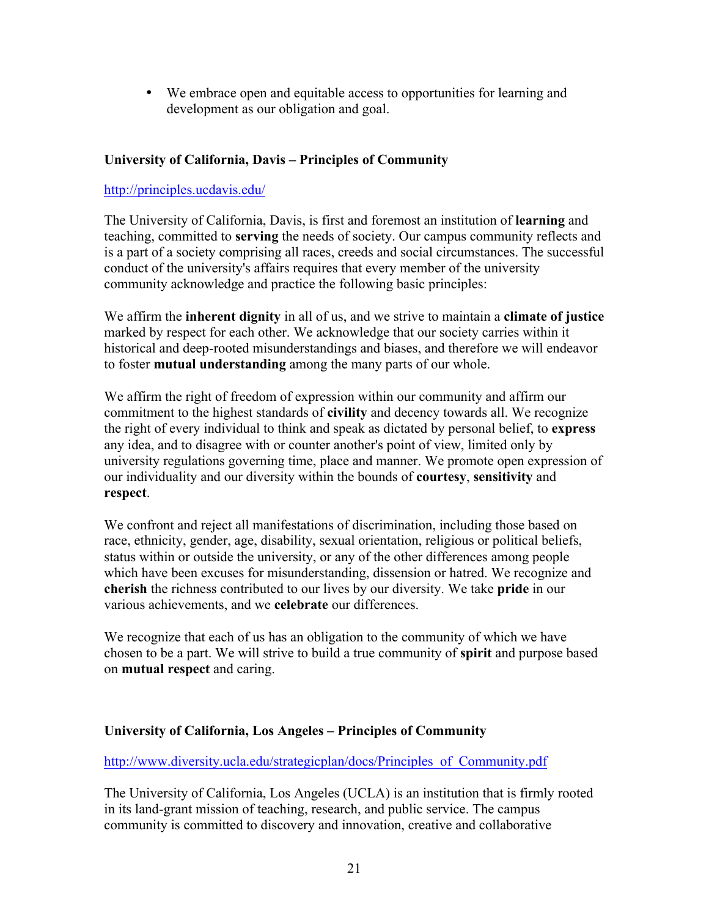- We embrace open and equitable access to opportunities for learning and development as our obligation and goal.

**University of California, Davis – Principles of Community**

[http://principles.ucdavis.edu/](http://principles.ucdavis.edu/)

The University of California, Davis, is first and foremost an institution of **learning** and teaching, committed to **serving** the needs of society. Our campus community reflects and is a part of a society comprising all races, creeds and social circumstances. The successful conduct of the university's affairs requires that every member of the university community acknowledge and practice the following basic principles:

We affirm the **inherent dignity** in all of us, and we strive to maintain a **climate of justice** marked by respect for each other. We acknowledge that our society carries within it historical and deep-rooted misunderstandings and biases, and therefore we will endeavor to foster **mutual understanding** among the many parts of our whole.

We affirm the right of freedom of expression within our community and affirm our commitment to the highest standards of **civility** and decency towards all. We recognize the right of every individual to think and speak as dictated by personal belief, to **express** any idea, and to disagree with or counter another's point of view, limited only by university regulations governing time, place and manner. We promote open expression of our individuality and our diversity within the bounds of **courtesy**, **sensitivity** and **respect**.

We confront and reject all manifestations of discrimination, including those based on race, ethnicity, gender, age, disability, sexual orientation, religious or political beliefs, status within or outside the university, or any of the other differences among people which have been excuses for misunderstanding, dissension or hatred. We recognize and **cherish** the richness contributed to our lives by our diversity. We take **pride** in our various achievements, and we **celebrate** our differences.

We recognize that each of us has an obligation to the community of which we have chosen to be a part. We will strive to build a true community of **spirit** and purpose based on **mutual respect** and caring.

**University of California, Los Angeles – Principles of Community**

[http://www.diversity.ucla.edu/strategicplan/docs/Principles_of_Community.pdf](http://www.diversity.ucla.edu/strategicplan/docs/Principles_of_Community.pdf)

The University of California, Los Angeles (UCLA) is an institution that is firmly rooted in its land-grant mission of teaching, research, and public service. The campus community is committed to discovery and innovation, creative and collaborative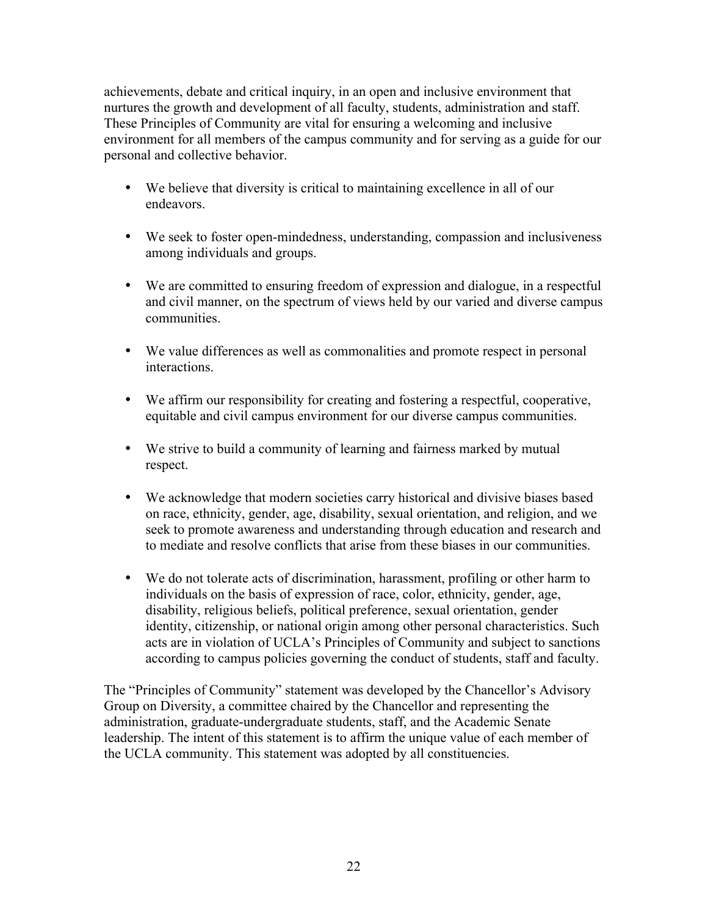achievements, debate and critical inquiry, in an open and inclusive environment that nurtures the growth and development of all faculty, students, administration and staff. These Principles of Community are vital for ensuring a welcoming and inclusive environment for all members of the campus community and for serving as a guide for our personal and collective behavior.

- We believe that diversity is critical to maintaining excellence in all of our endeavors.
- We seek to foster open-mindedness, understanding, compassion and inclusiveness among individuals and groups.
- We are committed to ensuring freedom of expression and dialogue, in a respectful and civil manner, on the spectrum of views held by our varied and diverse campus communities.
- We value differences as well as commonalities and promote respect in personal interactions.
- We affirm our responsibility for creating and fostering a respectful, cooperative, equitable and civil campus environment for our diverse campus communities.
- We strive to build a community of learning and fairness marked by mutual respect.
- We acknowledge that modern societies carry historical and divisive biases based on race, ethnicity, gender, age, disability, sexual orientation, and religion, and we seek to promote awareness and understanding through education and research and to mediate and resolve conflicts that arise from these biases in our communities.
- We do not tolerate acts of discrimination, harassment, profiling or other harm to individuals on the basis of expression of race, color, ethnicity, gender, age, disability, religious beliefs, political preference, sexual orientation, gender identity, citizenship, or national origin among other personal characteristics. Such acts are in violation of UCLA's Principles of Community and subject to sanctions according to campus policies governing the conduct of students, staff and faculty.

The "Principles of Community" statement was developed by the Chancellor's Advisory Group on Diversity, a committee chaired by the Chancellor and representing the administration, graduate-undergraduate students, staff, and the Academic Senate leadership. The intent of this statement is to affirm the unique value of each member of the UCLA community. This statement was adopted by all constituencies.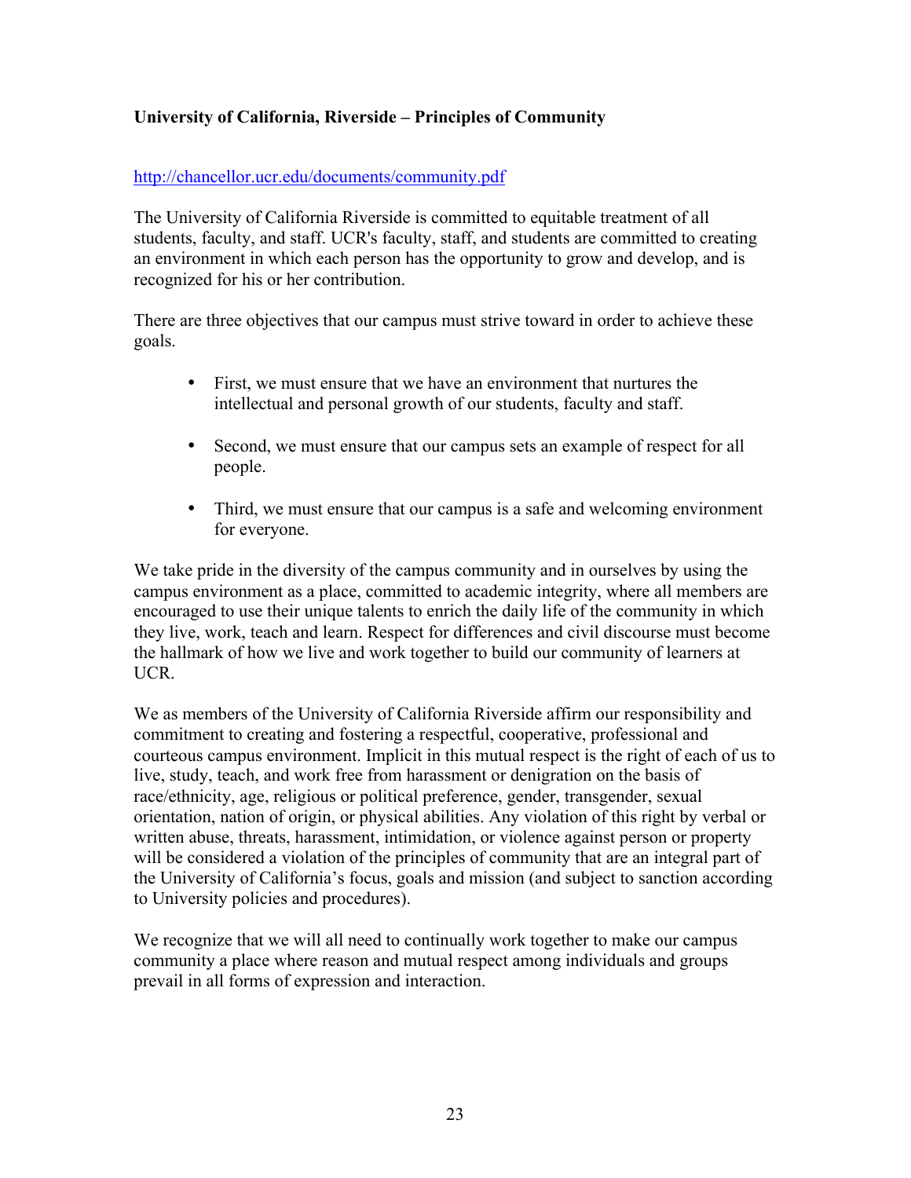**University of California, Riverside – Principles of Community**

http://chancellor.ucr.edu/documents/community.pdf

The University of California Riverside is committed to equitable treatment of all students, faculty, and staff. UCR's faculty, staff, and students are committed to creating an environment in which each person has the opportunity to grow and develop, and is recognized for his or her contribution.

There are three objectives that our campus must strive toward in order to achieve these goals.

- First, we must ensure that we have an environment that nurtures the intellectual and personal growth of our students, faculty and staff.
- Second, we must ensure that our campus sets an example of respect for all people.
- Third, we must ensure that our campus is a safe and welcoming environment for everyone.

We take pride in the diversity of the campus community and in ourselves by using the campus environment as a place, committed to academic integrity, where all members are encouraged to use their unique talents to enrich the daily life of the community in which they live, work, teach and learn. Respect for differences and civil discourse must become the hallmark of how we live and work together to build our community of learners at UCR.

We as members of the University of California Riverside affirm our responsibility and commitment to creating and fostering a respectful, cooperative, professional and courteous campus environment. Implicit in this mutual respect is the right of each of us to live, study, teach, and work free from harassment or denigration on the basis of race/ethnicity, age, religious or political preference, gender, transgender, sexual orientation, nation of origin, or physical abilities. Any violation of this right by verbal or written abuse, threats, harassment, intimidation, or violence against person or property will be considered a violation of the principles of community that are an integral part of the University of California's focus, goals and mission (and subject to sanction according to University policies and procedures).

We recognize that we will all need to continually work together to make our campus community a place where reason and mutual respect among individuals and groups prevail in all forms of expression and interaction.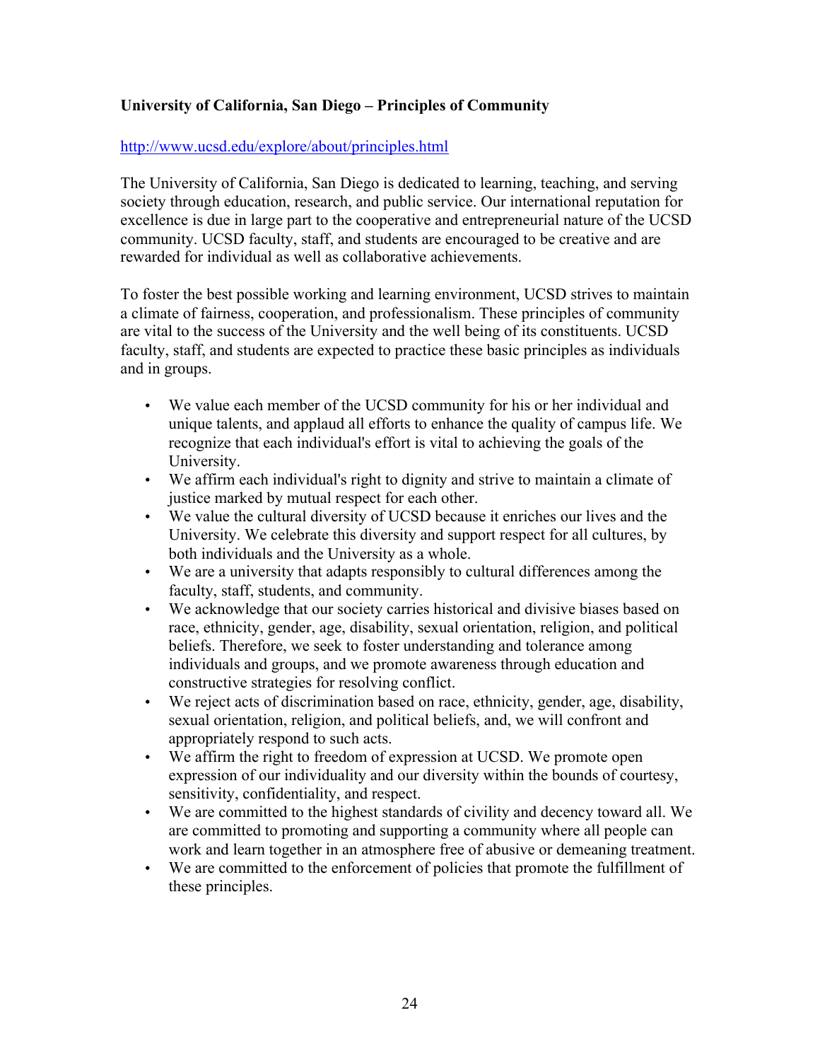**University of California, San Diego – Principles of Community**

http://www.ucsd.edu/explore/about/principles.html

The University of California, San Diego is dedicated to learning, teaching, and serving society through education, research, and public service. Our international reputation for excellence is due in large part to the cooperative and entrepreneurial nature of the UCSD community. UCSD faculty, staff, and students are encouraged to be creative and are rewarded for individual as well as collaborative achievements.

To foster the best possible working and learning environment, UCSD strives to maintain a climate of fairness, cooperation, and professionalism. These principles of community are vital to the success of the University and the well being of its constituents. UCSD faculty, staff, and students are expected to practice these basic principles as individuals and in groups.

- We value each member of the UCSD community for his or her individual and unique talents, and applaud all efforts to enhance the quality of campus life. We recognize that each individual's effort is vital to achieving the goals of the University.
- We affirm each individual's right to dignity and strive to maintain a climate of justice marked by mutual respect for each other.
- We value the cultural diversity of UCSD because it enriches our lives and the University. We celebrate this diversity and support respect for all cultures, by both individuals and the University as a whole.
- We are a university that adapts responsibly to cultural differences among the faculty, staff, students, and community.
- We acknowledge that our society carries historical and divisive biases based on race, ethnicity, gender, age, disability, sexual orientation, religion, and political beliefs. Therefore, we seek to foster understanding and tolerance among individuals and groups, and we promote awareness through education and constructive strategies for resolving conflict.
- We reject acts of discrimination based on race, ethnicity, gender, age, disability, sexual orientation, religion, and political beliefs, and, we will confront and appropriately respond to such acts.
- We affirm the right to freedom of expression at UCSD. We promote open expression of our individuality and our diversity within the bounds of courtesy, sensitivity, confidentiality, and respect.
- We are committed to the highest standards of civility and decency toward all. We are committed to promoting and supporting a community where all people can work and learn together in an atmosphere free of abusive or demeaning treatment.
- We are committed to the enforcement of policies that promote the fulfillment of these principles.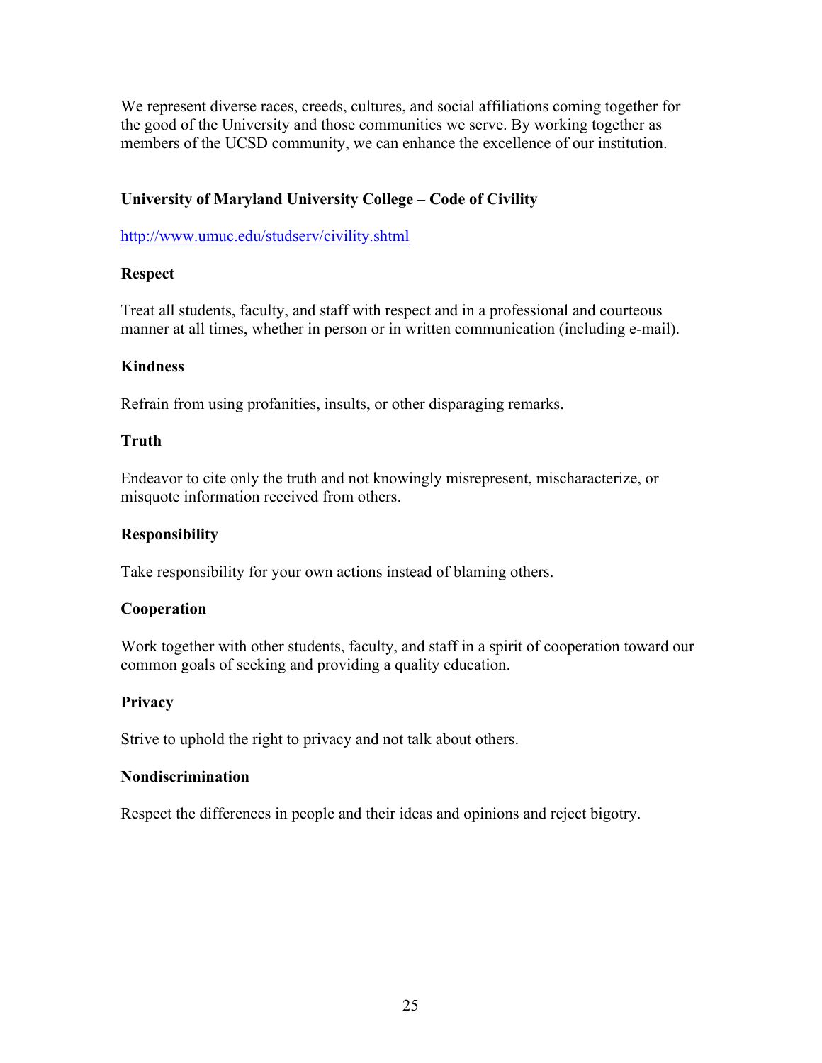We represent diverse races, creeds, cultures, and social affiliations coming together for the good of the University and those communities we serve. By working together as members of the UCSD community, we can enhance the excellence of our institution.

**University of Maryland University College – Code of Civility**

http://www.umuc.edu/studserv/civility.shtml

**Respect**

Treat all students, faculty, and staff with respect and in a professional and courteous manner at all times, whether in person or in written communication (including e-mail).

**Kindness**

Refrain from using profanities, insults, or other disparaging remarks.

**Truth**

Endeavor to cite only the truth and not knowingly misrepresent, mischaracterize, or misquote information received from others.

**Responsibility**

Take responsibility for your own actions instead of blaming others.

**Cooperation**

Work together with other students, faculty, and staff in a spirit of cooperation toward our common goals of seeking and providing a quality education.

**Privacy**

Strive to uphold the right to privacy and not talk about others.

**Nondiscrimination**

Respect the differences in people and their ideas and opinions and reject bigotry.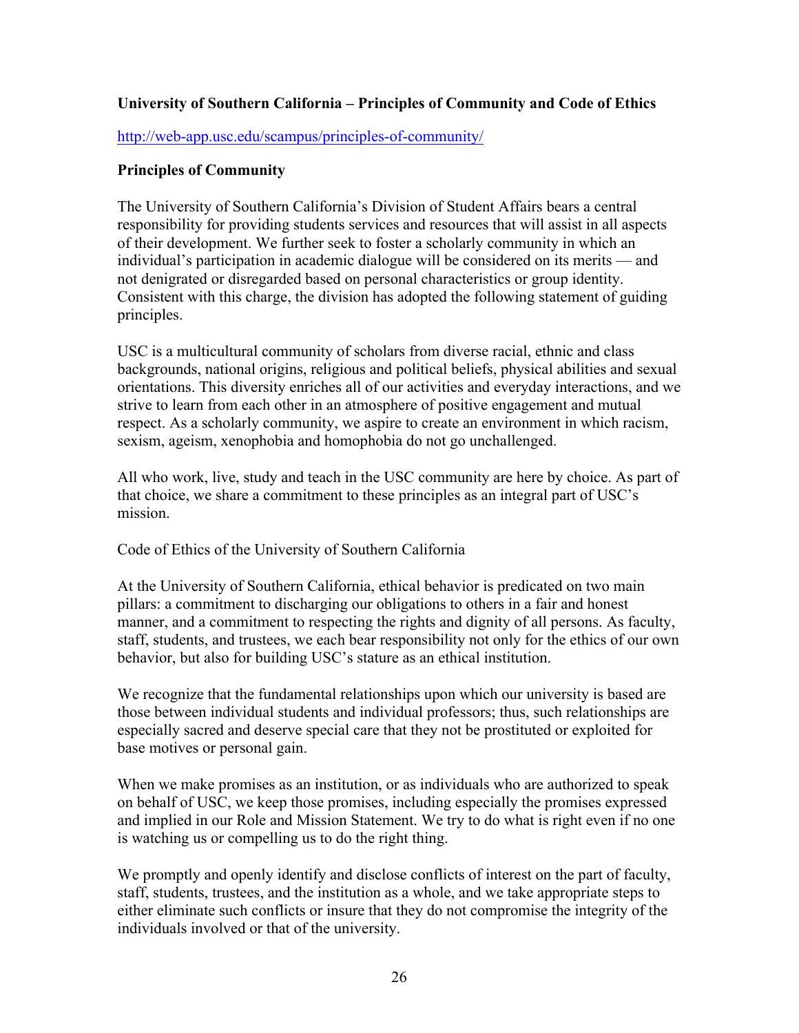**University of Southern California – Principles of Community and Code of Ethics**

http://web-app.usc.edu/scampus/principles-of-community/

**Principles of Community**

The University of Southern California's Division of Student Affairs bears a central responsibility for providing students services and resources that will assist in all aspects of their development. We further seek to foster a scholarly community in which an individual's participation in academic dialogue will be considered on its merits — and not denigrated or disregarded based on personal characteristics or group identity. Consistent with this charge, the division has adopted the following statement of guiding principles.

USC is a multicultural community of scholars from diverse racial, ethnic and class backgrounds, national origins, religious and political beliefs, physical abilities and sexual orientations. This diversity enriches all of our activities and everyday interactions, and we strive to learn from each other in an atmosphere of positive engagement and mutual respect. As a scholarly community, we aspire to create an environment in which racism, sexism, ageism, xenophobia and homophobia do not go unchallenged.

All who work, live, study and teach in the USC community are here by choice. As part of that choice, we share a commitment to these principles as an integral part of USC's mission.

Code of Ethics of the University of Southern California

At the University of Southern California, ethical behavior is predicated on two main pillars: a commitment to discharging our obligations to others in a fair and honest manner, and a commitment to respecting the rights and dignity of all persons. As faculty, staff, students, and trustees, we each bear responsibility not only for the ethics of our own behavior, but also for building USC's stature as an ethical institution.

We recognize that the fundamental relationships upon which our university is based are those between individual students and individual professors; thus, such relationships are especially sacred and deserve special care that they not be prostituted or exploited for base motives or personal gain.

When we make promises as an institution, or as individuals who are authorized to speak on behalf of USC, we keep those promises, including especially the promises expressed and implied in our Role and Mission Statement. We try to do what is right even if no one is watching us or compelling us to do the right thing.

We promptly and openly identify and disclose conflicts of interest on the part of faculty, staff, students, trustees, and the institution as a whole, and we take appropriate steps to either eliminate such conflicts or insure that they do not compromise the integrity of the individuals involved or that of the university.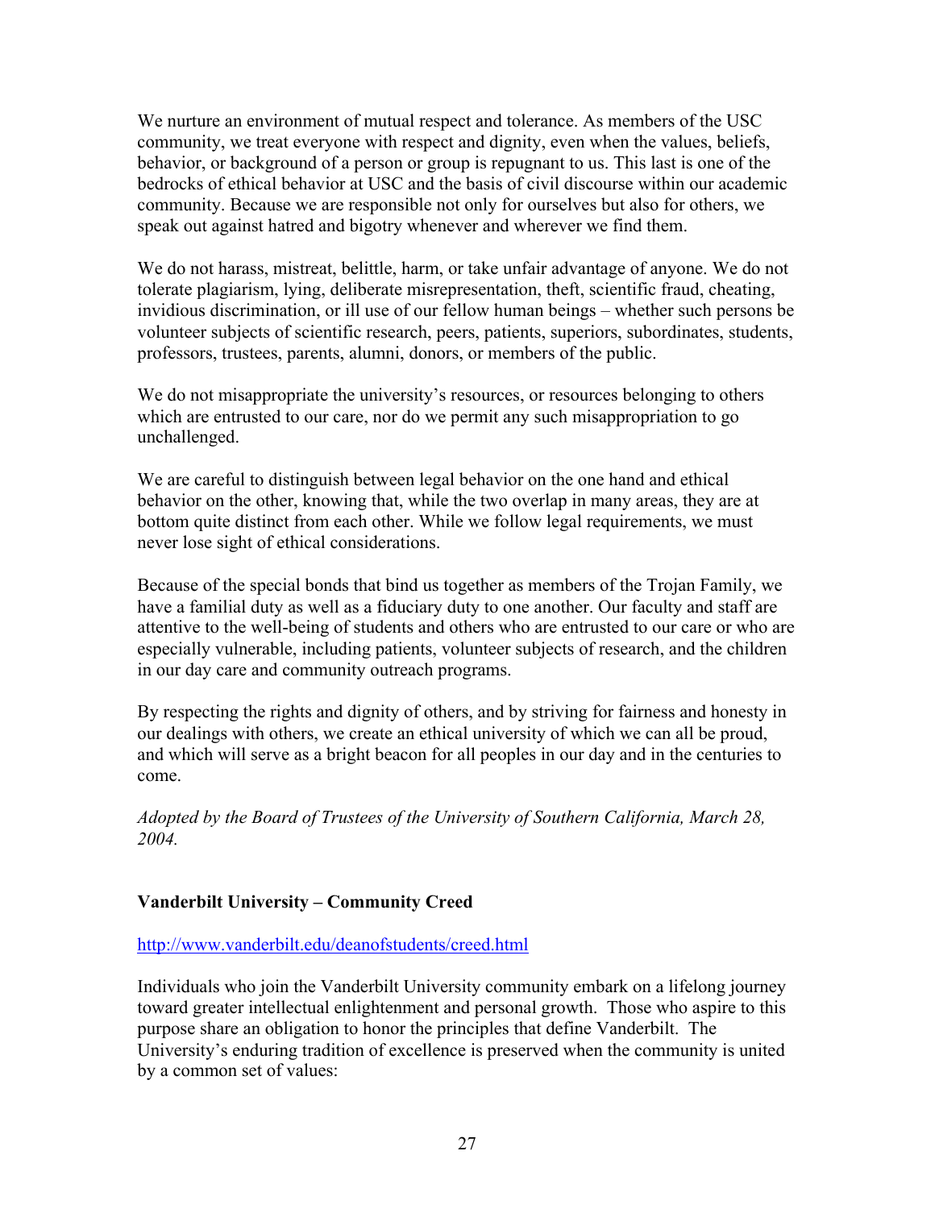We nurture an environment of mutual respect and tolerance. As members of the USC community, we treat everyone with respect and dignity, even when the values, beliefs, behavior, or background of a person or group is repugnant to us. This last is one of the bedrocks of ethical behavior at USC and the basis of civil discourse within our academic community. Because we are responsible not only for ourselves but also for others, we speak out against hatred and bigotry whenever and wherever we find them.

We do not harass, mistreat, belittle, harm, or take unfair advantage of anyone. We do not tolerate plagiarism, lying, deliberate misrepresentation, theft, scientific fraud, cheating, invidious discrimination, or ill use of our fellow human beings – whether such persons be volunteer subjects of scientific research, peers, patients, superiors, subordinates, students, professors, trustees, parents, alumni, donors, or members of the public.

We do not misappropriate the university's resources, or resources belonging to others which are entrusted to our care, nor do we permit any such misappropriation to go unchallenged.

We are careful to distinguish between legal behavior on the one hand and ethical behavior on the other, knowing that, while the two overlap in many areas, they are at bottom quite distinct from each other. While we follow legal requirements, we must never lose sight of ethical considerations.

Because of the special bonds that bind us together as members of the Trojan Family, we have a familial duty as well as a fiduciary duty to one another. Our faculty and staff are attentive to the well-being of students and others who are entrusted to our care or who are especially vulnerable, including patients, volunteer subjects of research, and the children in our day care and community outreach programs.

By respecting the rights and dignity of others, and by striving for fairness and honesty in our dealings with others, we create an ethical university of which we can all be proud, and which will serve as a bright beacon for all peoples in our day and in the centuries to come.

*Adopted by the Board of Trustees of the University of Southern California, March 28, 2004.*

**Vanderbilt University – Community Creed**

http://www.vanderbilt.edu/deanofstudents/creed.html

Individuals who join the Vanderbilt University community embark on a lifelong journey toward greater intellectual enlightenment and personal growth. Those who aspire to this purpose share an obligation to honor the principles that define Vanderbilt. The University's enduring tradition of excellence is preserved when the community is united by a common set of values: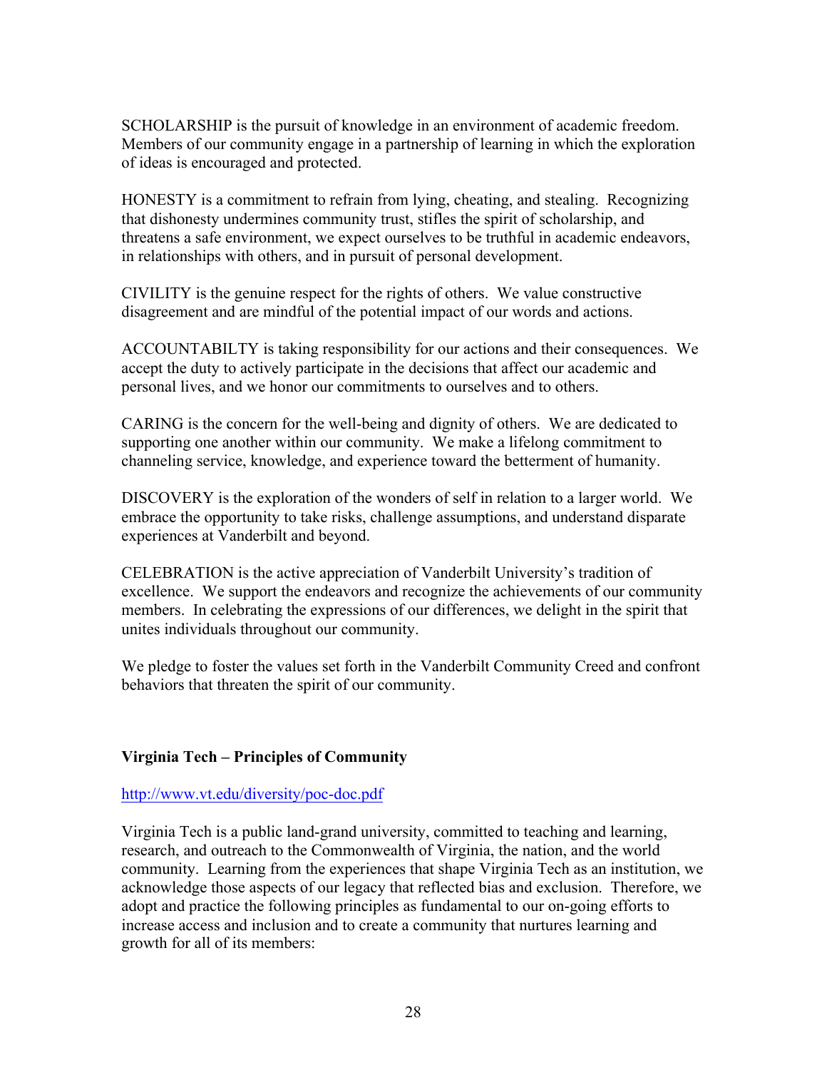SCHOLARSHIP is the pursuit of knowledge in an environment of academic freedom. Members of our community engage in a partnership of learning in which the exploration of ideas is encouraged and protected.

HONESTY is a commitment to refrain from lying, cheating, and stealing. Recognizing that dishonesty undermines community trust, stifles the spirit of scholarship, and threatens a safe environment, we expect ourselves to be truthful in academic endeavors, in relationships with others, and in pursuit of personal development.

CIVILITY is the genuine respect for the rights of others. We value constructive disagreement and are mindful of the potential impact of our words and actions.

ACCOUNTABILTY is taking responsibility for our actions and their consequences. We accept the duty to actively participate in the decisions that affect our academic and personal lives, and we honor our commitments to ourselves and to others.

CARING is the concern for the well-being and dignity of others. We are dedicated to supporting one another within our community. We make a lifelong commitment to channeling service, knowledge, and experience toward the betterment of humanity.

DISCOVERY is the exploration of the wonders of self in relation to a larger world. We embrace the opportunity to take risks, challenge assumptions, and understand disparate experiences at Vanderbilt and beyond.

CELEBRATION is the active appreciation of Vanderbilt University's tradition of excellence. We support the endeavors and recognize the achievements of our community members. In celebrating the expressions of our differences, we delight in the spirit that unites individuals throughout our community.

We pledge to foster the values set forth in the Vanderbilt Community Creed and confront behaviors that threaten the spirit of our community.

**Virginia Tech – Principles of Community**

http://www.vt.edu/diversity/poc-doc.pdf

Virginia Tech is a public land-grand university, committed to teaching and learning, research, and outreach to the Commonwealth of Virginia, the nation, and the world community. Learning from the experiences that shape Virginia Tech as an institution, we acknowledge those aspects of our legacy that reflected bias and exclusion. Therefore, we adopt and practice the following principles as fundamental to our on-going efforts to increase access and inclusion and to create a community that nurtures learning and growth for all of its members: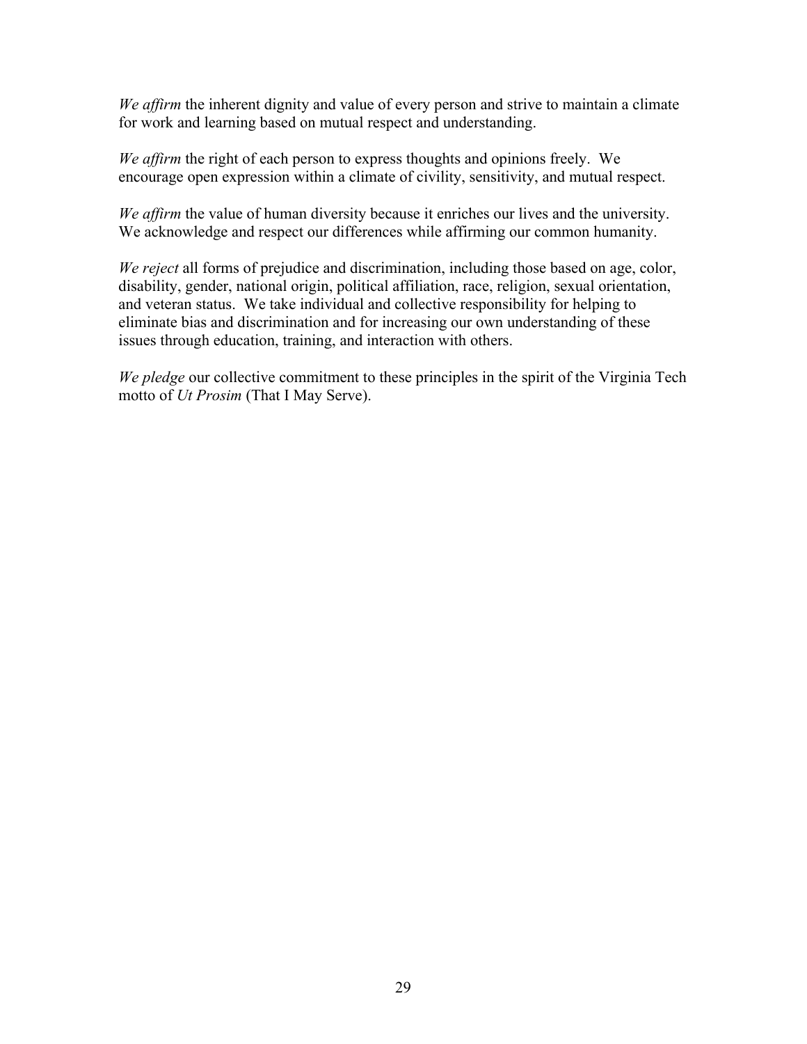*We affirm* the inherent dignity and value of every person and strive to maintain a climate for work and learning based on mutual respect and understanding.

*We affirm* the right of each person to express thoughts and opinions freely. We encourage open expression within a climate of civility, sensitivity, and mutual respect.

*We affirm* the value of human diversity because it enriches our lives and the university. We acknowledge and respect our differences while affirming our common humanity.

*We reject* all forms of prejudice and discrimination, including those based on age, color, disability, gender, national origin, political affiliation, race, religion, sexual orientation, and veteran status. We take individual and collective responsibility for helping to eliminate bias and discrimination and for increasing our own understanding of these issues through education, training, and interaction with others.

*We pledge* our collective commitment to these principles in the spirit of the Virginia Tech motto of *Ut Prosim* (That I May Serve).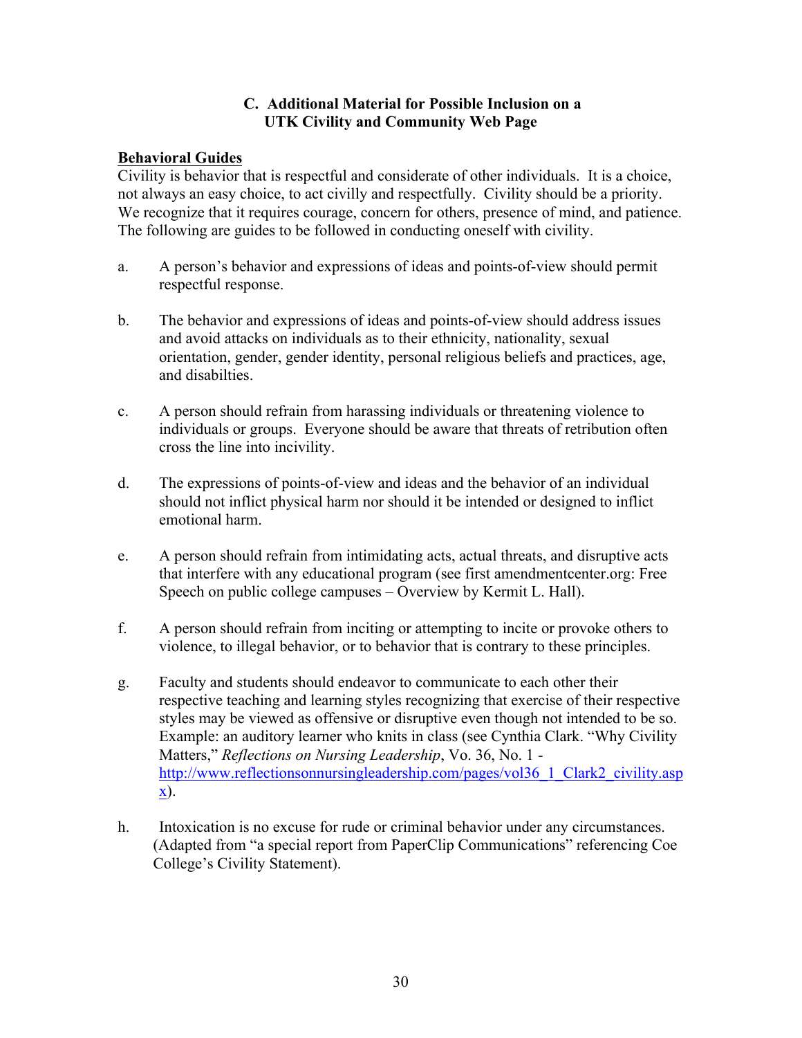### C. Additional Material for Possible Inclusion on a UTK Civility and Community Web Page

**Behavioral Guides**

Civility is behavior that is respectful and considerate of other individuals. It is a choice, not always an easy choice, to act civilly and respectfully. Civility should be a priority. We recognize that it requires courage, concern for others, presence of mind, and patience. The following are guides to be followed in conducting oneself with civility.

a. A person's behavior and expressions of ideas and points-of-view should permit respectful response.

b. The behavior and expressions of ideas and points-of-view should address issues and avoid attacks on individuals as to their ethnicity, nationality, sexual orientation, gender, gender identity, personal religious beliefs and practices, age, and disabilties.

c. A person should refrain from harassing individuals or threatening violence to individuals or groups. Everyone should be aware that threats of retribution often cross the line into incivility.

d. The expressions of points-of-view and ideas and the behavior of an individual should not inflict physical harm nor should it be intended or designed to inflict emotional harm.

e. A person should refrain from intimidating acts, actual threats, and disruptive acts that interfere with any educational program (see first amendmentcenter.org: Free Speech on public college campuses – Overview by Kermit L. Hall).

f. A person should refrain from inciting or attempting to incite or provoke others to violence, to illegal behavior, or to behavior that is contrary to these principles.

g. Faculty and students should endeavor to communicate to each other their respective teaching and learning styles recognizing that exercise of their respective styles may be viewed as offensive or disruptive even though not intended to be so. Example: an auditory learner who knits in class (see Cynthia Clark. "Why Civility Matters," *Reflections on Nursing Leadership*, Vo. 36, No. 1 - http://www.reflectionsonnursingleadership.com/pages/vol36_1_Clark2_civility.aspx).

h. Intoxication is no excuse for rude or criminal behavior under any circumstances. (Adapted from "a special report from PaperClip Communications" referencing Coe College's Civility Statement).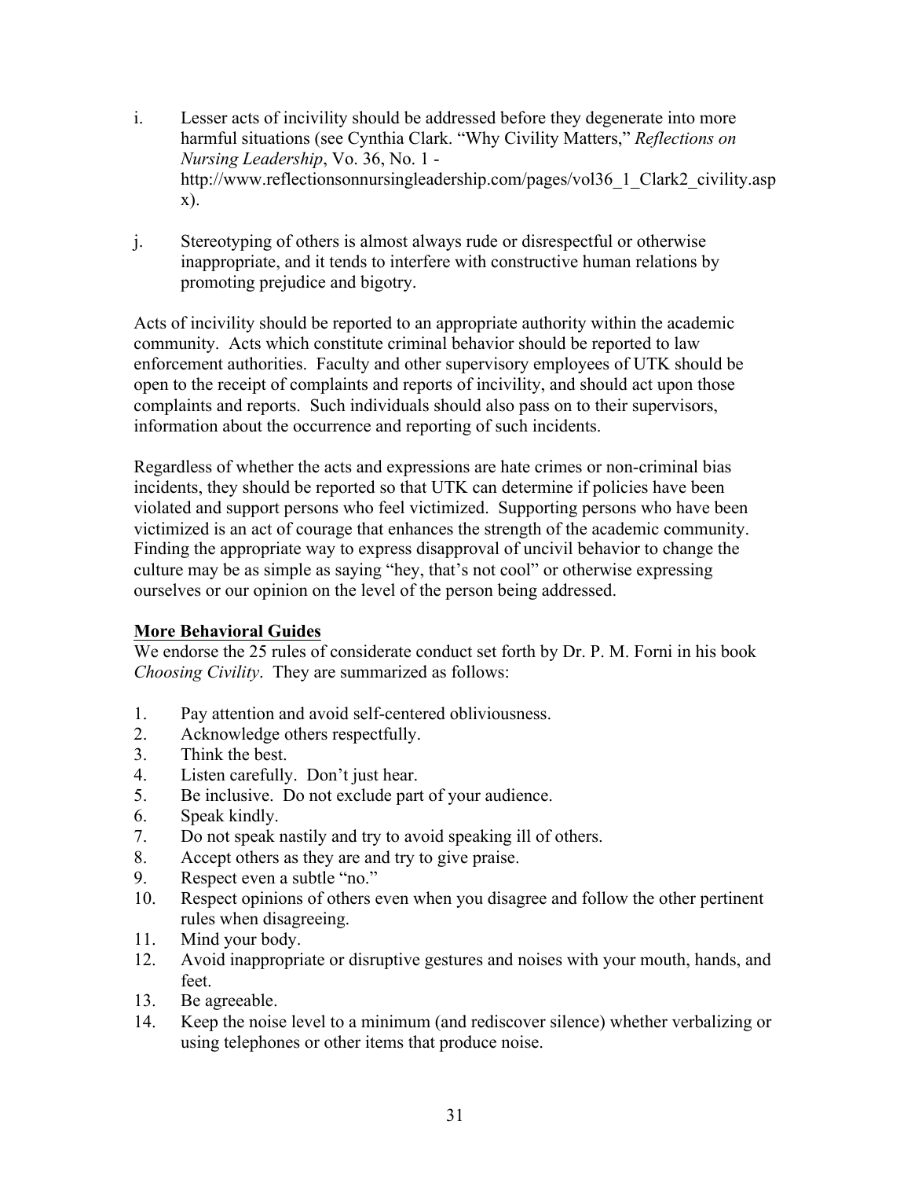i. Lesser acts of incivility should be addressed before they degenerate into more harmful situations (see Cynthia Clark. "Why Civility Matters," *Reflections on Nursing Leadership*, Vo. 36, No. 1 - http://www.reflectionsonnursingleadership.com/pages/vol36_1_Clark2_civility.aspx).

j. Stereotyping of others is almost always rude or disrespectful or otherwise inappropriate, and it tends to interfere with constructive human relations by promoting prejudice and bigotry.

Acts of incivility should be reported to an appropriate authority within the academic community. Acts which constitute criminal behavior should be reported to law enforcement authorities. Faculty and other supervisory employees of UTK should be open to the receipt of complaints and reports of incivility, and should act upon those complaints and reports. Such individuals should also pass on to their supervisors, information about the occurrence and reporting of such incidents.

Regardless of whether the acts and expressions are hate crimes or non-criminal bias incidents, they should be reported so that UTK can determine if policies have been violated and support persons who feel victimized. Supporting persons who have been victimized is an act of courage that enhances the strength of the academic community. Finding the appropriate way to express disapproval of uncivil behavior to change the culture may be as simple as saying "hey, that's not cool" or otherwise expressing ourselves or our opinion on the level of the person being addressed.

**More Behavioral Guides**

We endorse the 25 rules of considerate conduct set forth by Dr. P. M. Forni in his book *Choosing Civility*. They are summarized as follows:

1. Pay attention and avoid self-centered obliviousness.
2. Acknowledge others respectfully.
3. Think the best.
4. Listen carefully. Don't just hear.
5. Be inclusive. Do not exclude part of your audience.
6. Speak kindly.
7. Do not speak nastily and try to avoid speaking ill of others.
8. Accept others as they are and try to give praise.
9. Respect even a subtle "no."
10. Respect opinions of others even when you disagree and follow the other pertinent rules when disagreeing.
11. Mind your body.
12. Avoid inappropriate or disruptive gestures and noises with your mouth, hands, and feet.
13. Be agreeable.
14. Keep the noise level to a minimum (and rediscover silence) whether verbalizing or using telephones or other items that produce noise.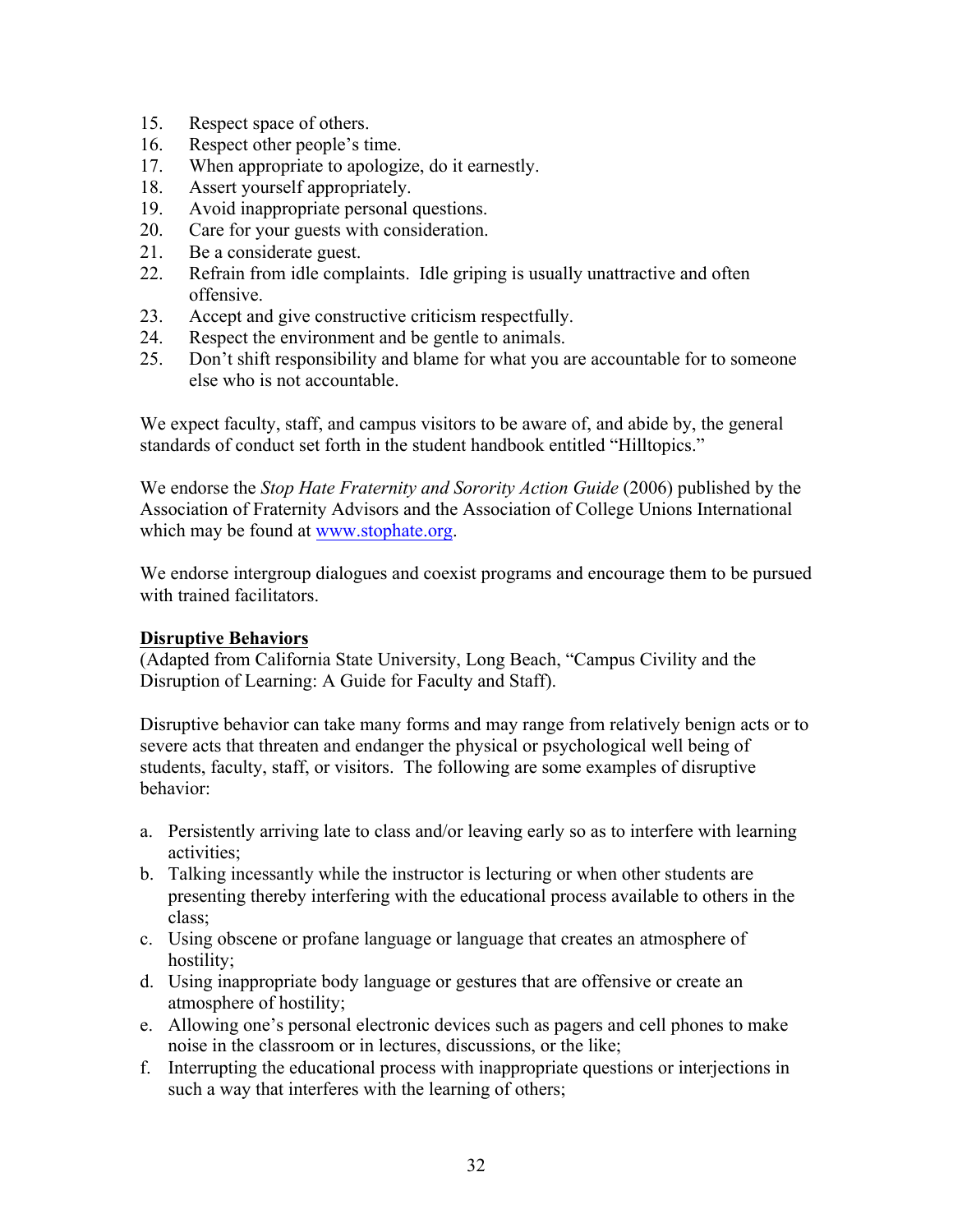15. Respect space of others.
16. Respect other people's time.
17. When appropriate to apologize, do it earnestly.
18. Assert yourself appropriately.
19. Avoid inappropriate personal questions.
20. Care for your guests with consideration.
21. Be a considerate guest.
22. Refrain from idle complaints. Idle griping is usually unattractive and often offensive.
23. Accept and give constructive criticism respectfully.
24. Respect the environment and be gentle to animals.
25. Don't shift responsibility and blame for what you are accountable for to someone else who is not accountable.

We expect faculty, staff, and campus visitors to be aware of, and abide by, the general standards of conduct set forth in the student handbook entitled "Hilltopics."

We endorse the *Stop Hate Fraternity and Sorority Action Guide* (2006) published by the Association of Fraternity Advisors and the Association of College Unions International which may be found at [www.stophate.org](http://www.stophate.org).

We endorse intergroup dialogues and coexist programs and encourage them to be pursued with trained facilitators.

**Disruptive Behaviors**

(Adapted from California State University, Long Beach, "Campus Civility and the Disruption of Learning: A Guide for Faculty and Staff).

Disruptive behavior can take many forms and may range from relatively benign acts or to severe acts that threaten and endanger the physical or psychological well being of students, faculty, staff, or visitors. The following are some examples of disruptive behavior:

a. Persistently arriving late to class and/or leaving early so as to interfere with learning activities;
b. Talking incessantly while the instructor is lecturing or when other students are presenting thereby interfering with the educational process available to others in the class;
c. Using obscene or profane language or language that creates an atmosphere of hostility;
d. Using inappropriate body language or gestures that are offensive or create an atmosphere of hostility;
e. Allowing one's personal electronic devices such as pagers and cell phones to make noise in the classroom or in lectures, discussions, or the like;
f. Interrupting the educational process with inappropriate questions or interjections in such a way that interferes with the learning of others;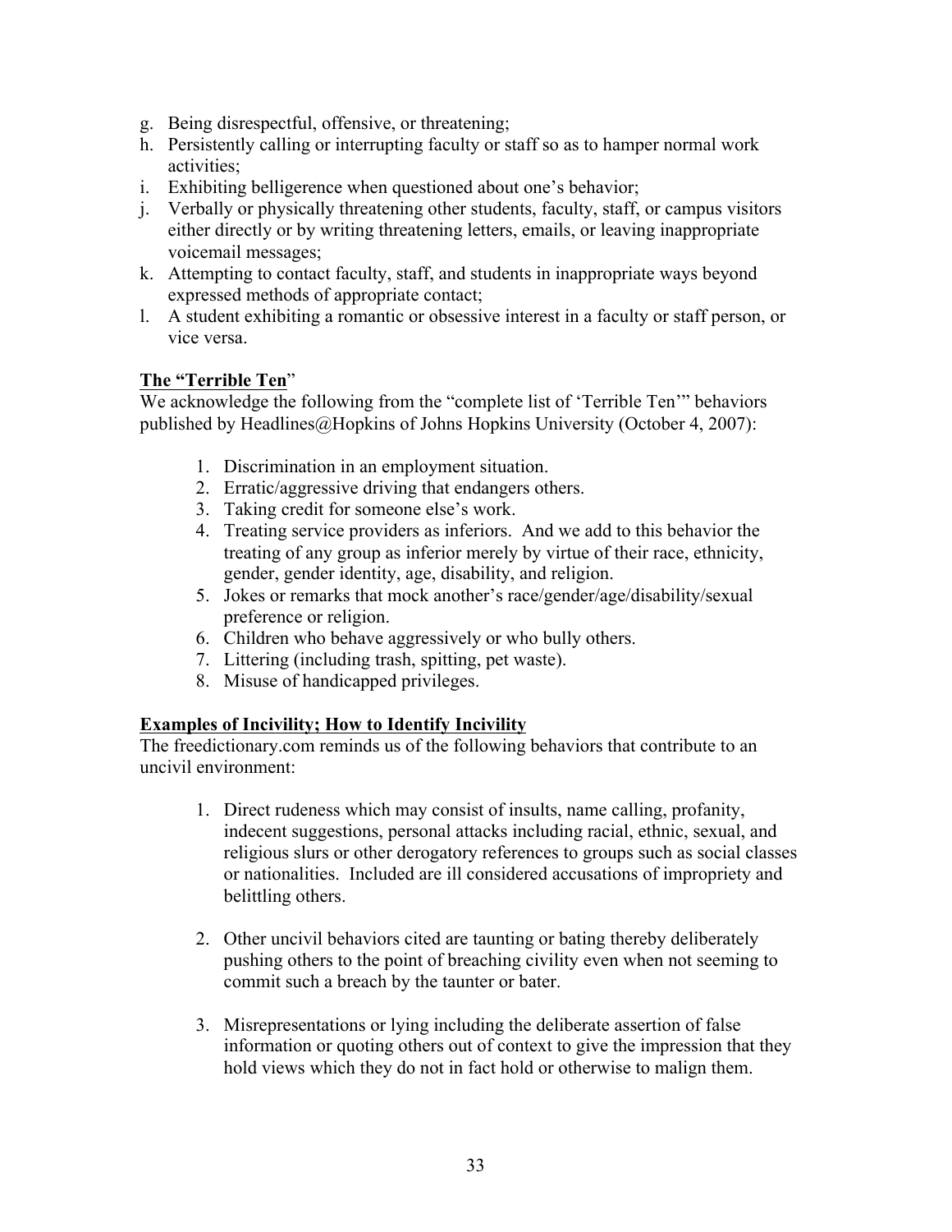g. Being disrespectful, offensive, or threatening;
h. Persistently calling or interrupting faculty or staff so as to hamper normal work activities;
i. Exhibiting belligerence when questioned about one's behavior;
j. Verbally or physically threatening other students, faculty, staff, or campus visitors either directly or by writing threatening letters, emails, or leaving inappropriate voicemail messages;
k. Attempting to contact faculty, staff, and students in inappropriate ways beyond expressed methods of appropriate contact;
l. A student exhibiting a romantic or obsessive interest in a faculty or staff person, or vice versa.

**The "Terrible Ten"**

We acknowledge the following from the "complete list of 'Terrible Ten'" behaviors published by Headlines@Hopkins of Johns Hopkins University (October 4, 2007):

1. Discrimination in an employment situation.
2. Erratic/aggressive driving that endangers others.
3. Taking credit for someone else's work.
4. Treating service providers as inferiors. And we add to this behavior the treating of any group as inferior merely by virtue of their race, ethnicity, gender, gender identity, age, disability, and religion.
5. Jokes or remarks that mock another's race/gender/age/disability/sexual preference or religion.
6. Children who behave aggressively or who bully others.
7. Littering (including trash, spitting, pet waste).
8. Misuse of handicapped privileges.

**Examples of Incivility; How to Identify Incivility**

The freedictionary.com reminds us of the following behaviors that contribute to an uncivil environment:

1. Direct rudeness which may consist of insults, name calling, profanity, indecent suggestions, personal attacks including racial, ethnic, sexual, and religious slurs or other derogatory references to groups such as social classes or nationalities. Included are ill considered accusations of impropriety and belittling others.

2. Other uncivil behaviors cited are taunting or bating thereby deliberately pushing others to the point of breaching civility even when not seeming to commit such a breach by the taunter or bater.

3. Misrepresentations or lying including the deliberate assertion of false information or quoting others out of context to give the impression that they hold views which they do not in fact hold or otherwise to malign them.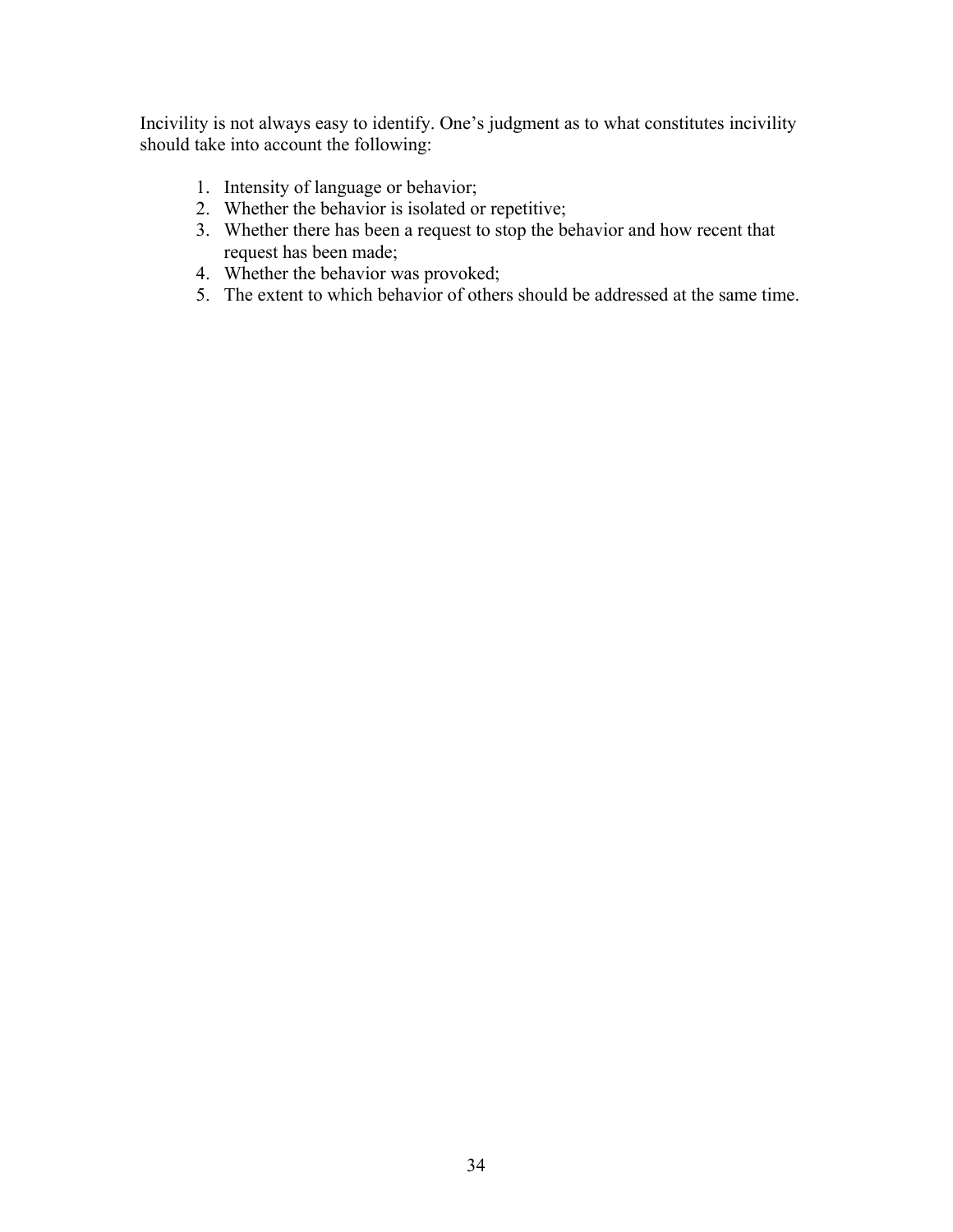Incivility is not always easy to identify. One's judgment as to what constitutes incivility should take into account the following:

1. Intensity of language or behavior;
2. Whether the behavior is isolated or repetitive;
3. Whether there has been a request to stop the behavior and how recent that request has been made;
4. Whether the behavior was provoked;
5. The extent to which behavior of others should be addressed at the same time.